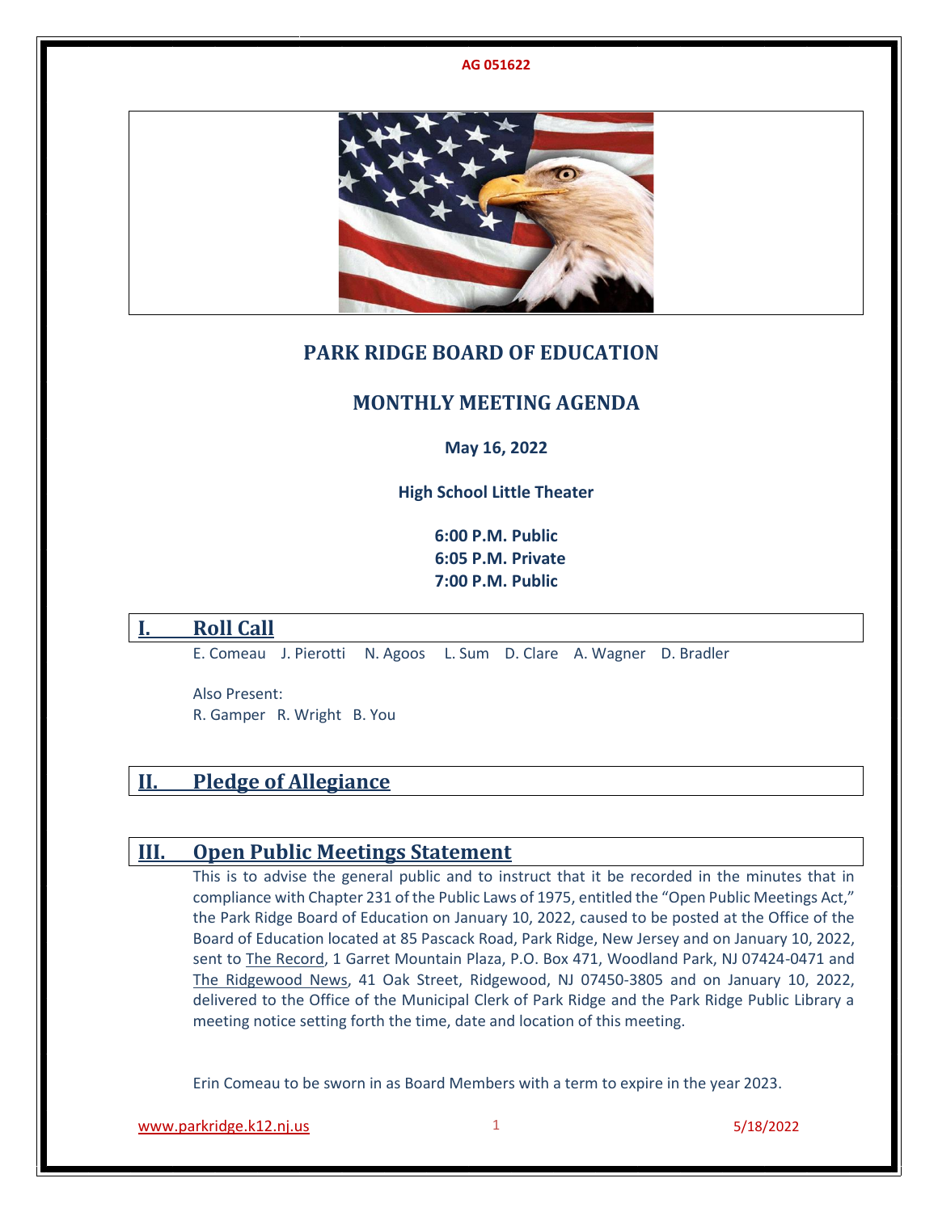AG 051622

# PARK RIDGE BOARD OF EDUCATION

## MONTHLY MEETING AGENDA

**May 16, 2022**

**High School Little Theater**

**6:00 P.M. Public**
**6:05 P.M. Private**
**7:00 P.M. Public**

## I. Roll Call

E. Comeau J. Pierotti N. Agoos L. Sum D. Clare A. Wagner D. Bradler

Also Present:
R. Gamper R. Wright B. You

## II. Pledge of Allegiance

## III. Open Public Meetings Statement

This is to advise the general public and to instruct that it be recorded in the minutes that in compliance with Chapter 231 of the Public Laws of 1975, entitled the "Open Public Meetings Act," the Park Ridge Board of Education on January 10, 2022, caused to be posted at the Office of the Board of Education located at 85 Pascack Road, Park Ridge, New Jersey and on January 10, 2022, sent to The Record, 1 Garret Mountain Plaza, P.O. Box 471, Woodland Park, NJ 07424-0471 and The Ridgewood News, 41 Oak Street, Ridgewood, NJ 07450-3805 and on January 10, 2022, delivered to the Office of the Municipal Clerk of Park Ridge and the Park Ridge Public Library a meeting notice setting forth the time, date and location of this meeting.

Erin Comeau to be sworn in as Board Members with a term to expire in the year 2023.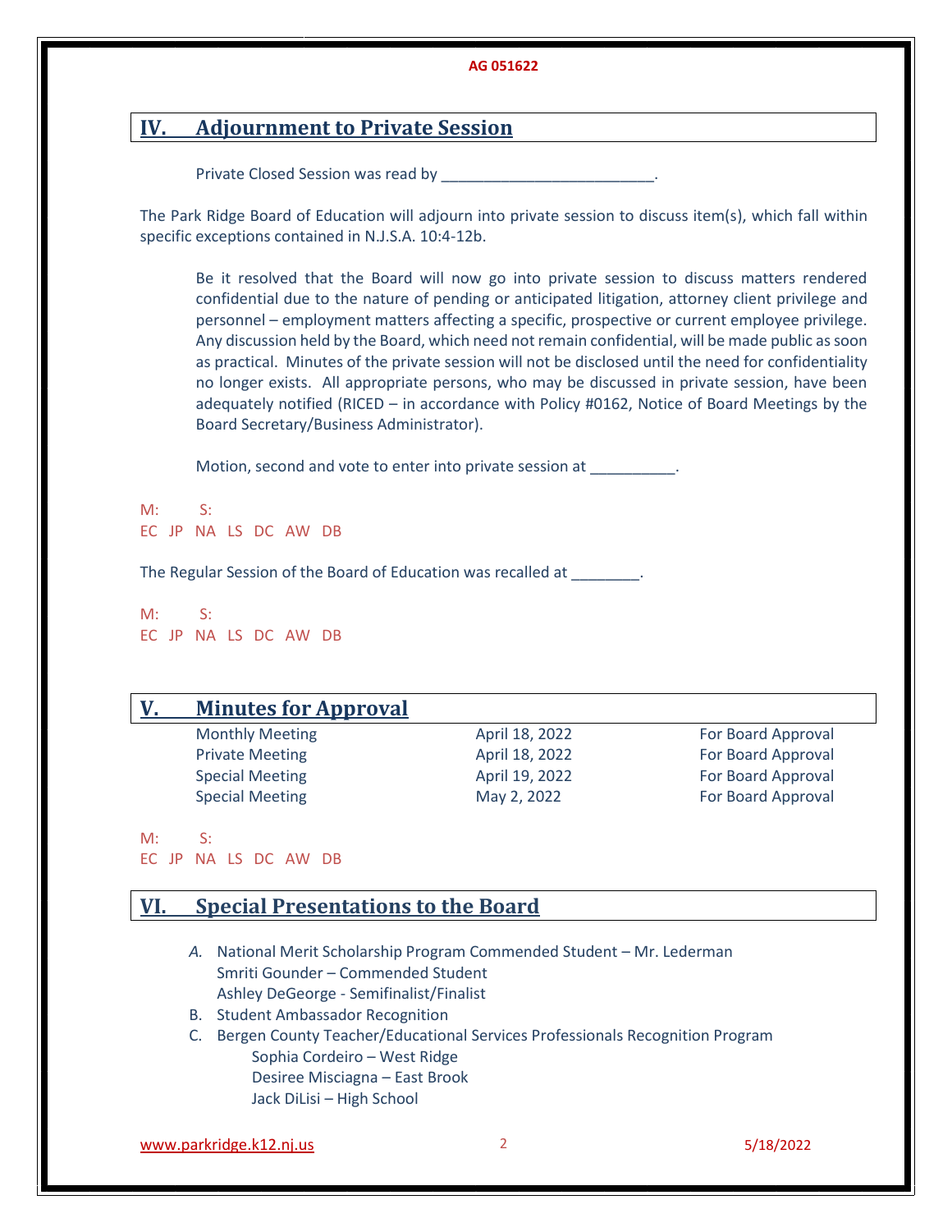## IV. Adjournment to Private Session

Private Closed Session was read by _________________________.

The Park Ridge Board of Education will adjourn into private session to discuss item(s), which fall within specific exceptions contained in N.J.S.A. 10:4-12b.

Be it resolved that the Board will now go into private session to discuss matters rendered confidential due to the nature of pending or anticipated litigation, attorney client privilege and personnel – employment matters affecting a specific, prospective or current employee privilege. Any discussion held by the Board, which need not remain confidential, will be made public as soon as practical. Minutes of the private session will not be disclosed until the need for confidentiality no longer exists. All appropriate persons, who may be discussed in private session, have been adequately notified (RICED – in accordance with Policy #0162, Notice of Board Meetings by the Board Secretary/Business Administrator).

Motion, second and vote to enter into private session at __________.

M: S:
EC JP NA LS DC AW DB

The Regular Session of the Board of Education was recalled at ________.

M: S:
EC JP NA LS DC AW DB

## V. Minutes for Approval

| | | |
|---|---|---|
| Monthly Meeting | April 18, 2022 | For Board Approval |
| Private Meeting | April 18, 2022 | For Board Approval |
| Special Meeting | April 19, 2022 | For Board Approval |
| Special Meeting | May 2, 2022 | For Board Approval |

M: S:
EC JP NA LS DC AW DB

## VI. Special Presentations to the Board

A. National Merit Scholarship Program Commended Student – Mr. Lederman
   Smriti Gounder – Commended Student
   Ashley DeGeorge - Semifinalist/Finalist
B. Student Ambassador Recognition
C. Bergen County Teacher/Educational Services Professionals Recognition Program
   - Sophia Cordeiro – West Ridge
   - Desiree Misciagna – East Brook
   - Jack DiLisi – High School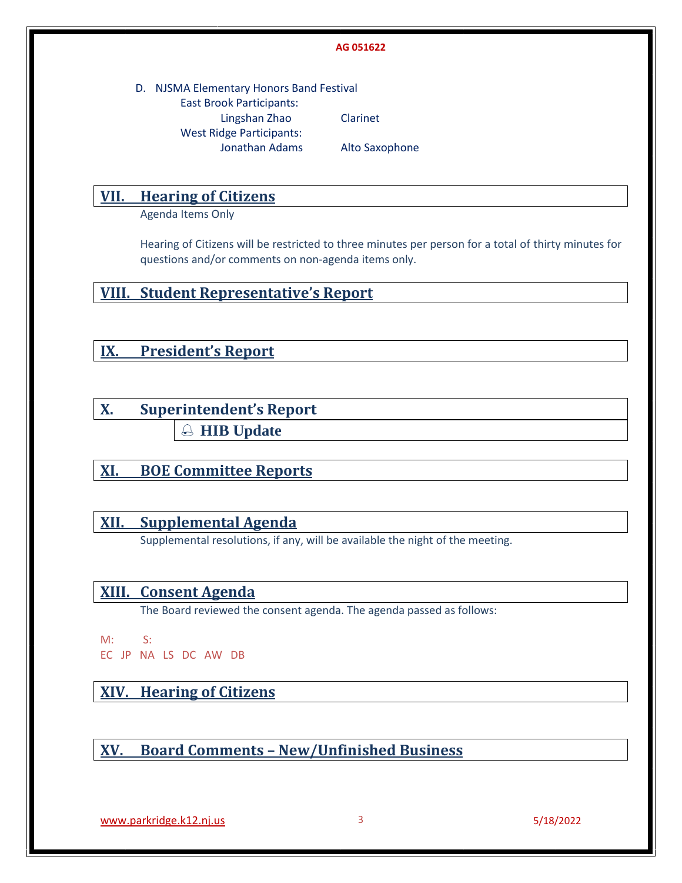D. NJSMA Elementary Honors Band Festival

East Brook Participants:

| Name | Instrument |
|---|---|
| Lingshan Zhao | Clarinet |

West Ridge Participants:

| Name | Instrument |
|---|---|
| Jonathan Adams | Alto Saxophone |

## VII. Hearing of Citizens

Agenda Items Only

Hearing of Citizens will be restricted to three minutes per person for a total of thirty minutes for questions and/or comments on non-agenda items only.

## VIII. Student Representative's Report

## IX. President's Report

## X. Superintendent's Report

### 🔔 HIB Update

## XI. BOE Committee Reports

## XII. Supplemental Agenda

Supplemental resolutions, if any, will be available the night of the meeting.

## XIII. Consent Agenda

The Board reviewed the consent agenda. The agenda passed as follows:

M: S:

EC JP NA LS DC AW DB

## XIV. Hearing of Citizens

## XV. Board Comments – New/Unfinished Business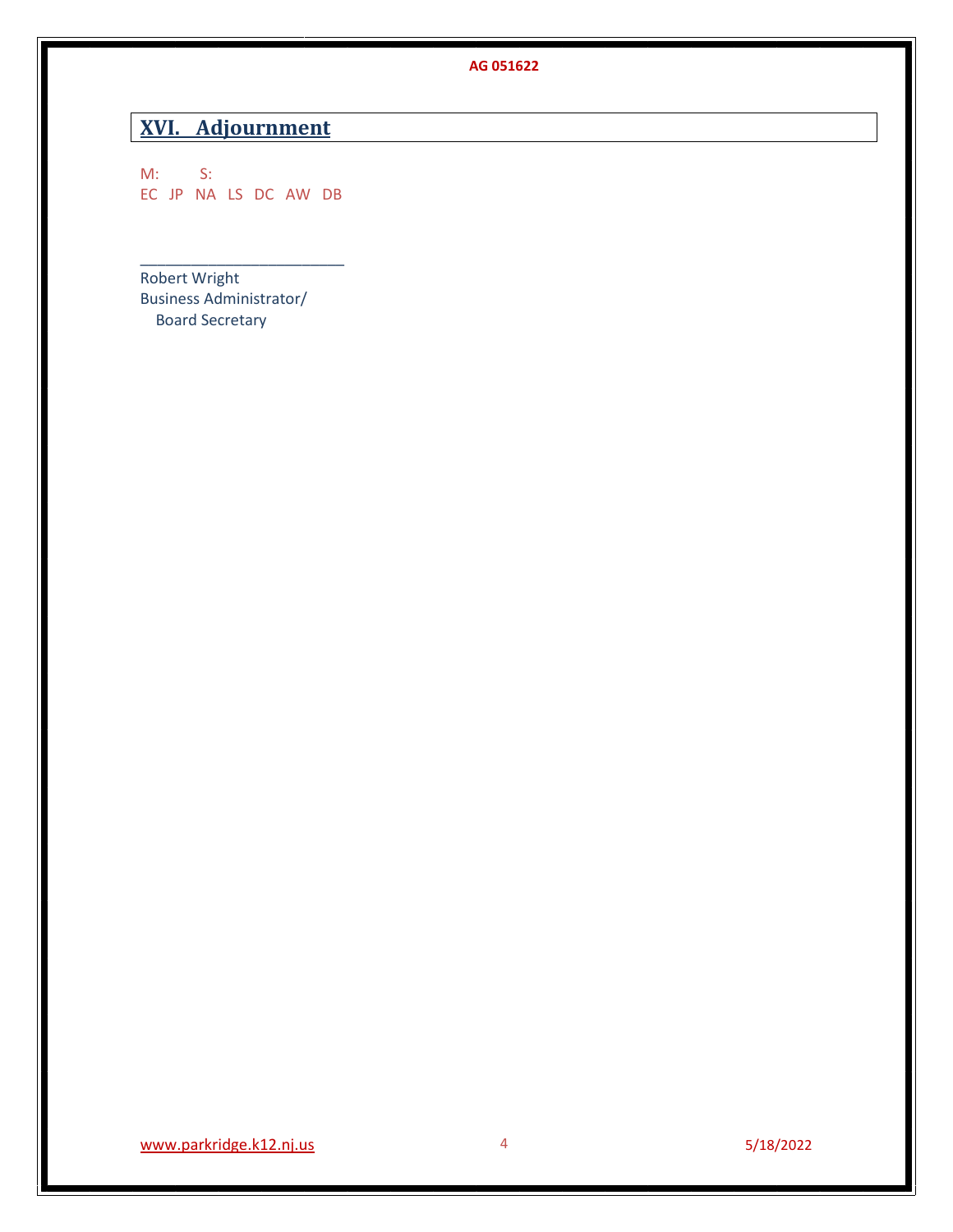## XVI. Adjournment

M: S:
EC JP NA LS DC AW DB

______________________

Robert Wright
Business Administrator/
Board Secretary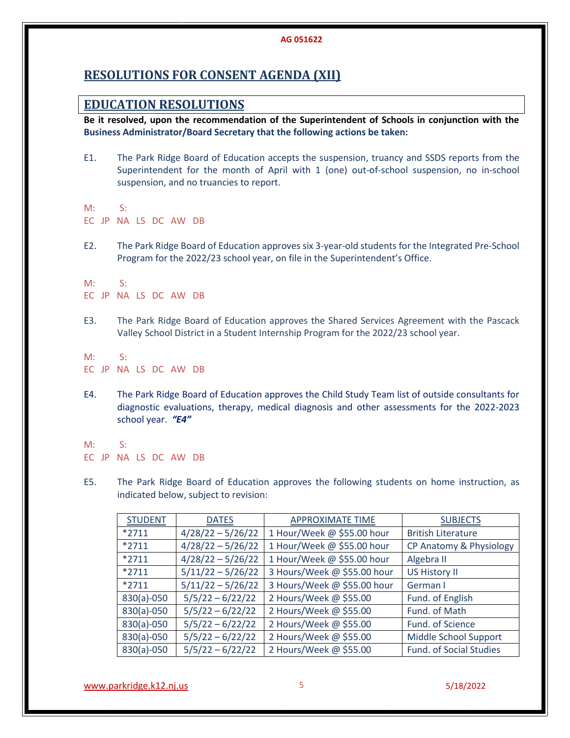AG 051622

## RESOLUTIONS FOR CONSENT AGENDA (XII)

## EDUCATION RESOLUTIONS

**Be it resolved, upon the recommendation of the Superintendent of Schools in conjunction with the Business Administrator/Board Secretary that the following actions be taken:**

E1. The Park Ridge Board of Education accepts the suspension, truancy and SSDS reports from the Superintendent for the month of April with 1 (one) out-of-school suspension, no in-school suspension, and no truancies to report.

M: S:
EC JP NA LS DC AW DB

E2. The Park Ridge Board of Education approves six 3-year-old students for the Integrated Pre-School Program for the 2022/23 school year, on file in the Superintendent's Office.

M: S:
EC JP NA LS DC AW DB

E3. The Park Ridge Board of Education approves the Shared Services Agreement with the Pascack Valley School District in a Student Internship Program for the 2022/23 school year.

M: S:
EC JP NA LS DC AW DB

E4. The Park Ridge Board of Education approves the Child Study Team list of outside consultants for diagnostic evaluations, therapy, medical diagnosis and other assessments for the 2022-2023 school year. ***"E4"***

M: S:
EC JP NA LS DC AW DB

E5. The Park Ridge Board of Education approves the following students on home instruction, as indicated below, subject to revision:

| STUDENT | DATES | APPROXIMATE TIME | SUBJECTS |
|---|---|---|---|
| *2711 | 4/28/22 – 5/26/22 | 1 Hour/Week @ $55.00 hour | British Literature |
| *2711 | 4/28/22 – 5/26/22 | 1 Hour/Week @ $55.00 hour | CP Anatomy & Physiology |
| *2711 | 4/28/22 – 5/26/22 | 1 Hour/Week @ $55.00 hour | Algebra II |
| *2711 | 5/11/22 – 5/26/22 | 3 Hours/Week @ $55.00 hour | US History II |
| *2711 | 5/11/22 – 5/26/22 | 3 Hours/Week @ $55.00 hour | German I |
| 830(a)-050 | 5/5/22 – 6/22/22 | 2 Hours/Week @ $55.00 | Fund. of English |
| 830(a)-050 | 5/5/22 – 6/22/22 | 2 Hours/Week @ $55.00 | Fund. of Math |
| 830(a)-050 | 5/5/22 – 6/22/22 | 2 Hours/Week @ $55.00 | Fund. of Science |
| 830(a)-050 | 5/5/22 – 6/22/22 | 2 Hours/Week @ $55.00 | Middle School Support |
| 830(a)-050 | 5/5/22 – 6/22/22 | 2 Hours/Week @ $55.00 | Fund. of Social Studies |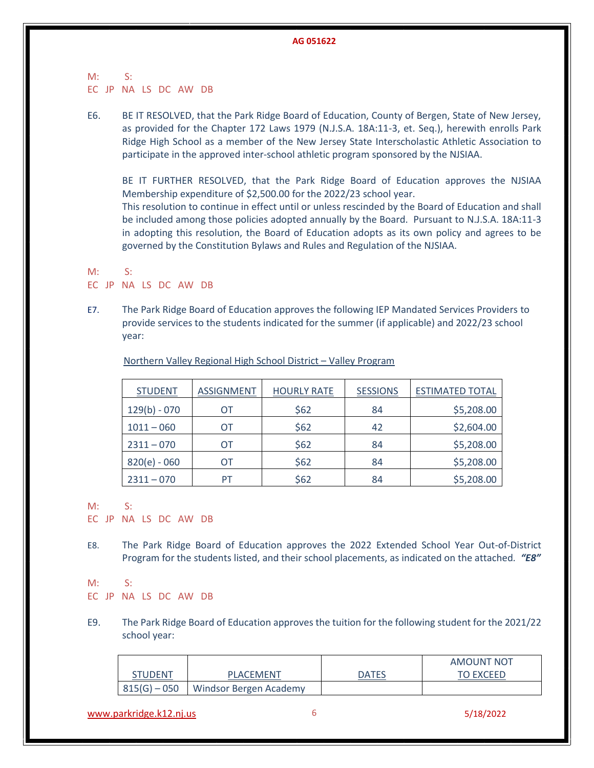M: S:
EC JP NA LS DC AW DB

E6. BE IT RESOLVED, that the Park Ridge Board of Education, County of Bergen, State of New Jersey, as provided for the Chapter 172 Laws 1979 (N.J.S.A. 18A:11-3, et. Seq.), herewith enrolls Park Ridge High School as a member of the New Jersey State Interscholastic Athletic Association to participate in the approved inter-school athletic program sponsored by the NJSIAA.

BE IT FURTHER RESOLVED, that the Park Ridge Board of Education approves the NJSIAA Membership expenditure of $2,500.00 for the 2022/23 school year.
This resolution to continue in effect until or unless rescinded by the Board of Education and shall be included among those policies adopted annually by the Board. Pursuant to N.J.S.A. 18A:11-3 in adopting this resolution, the Board of Education adopts as its own policy and agrees to be governed by the Constitution Bylaws and Rules and Regulation of the NJSIAA.

M: S:
EC JP NA LS DC AW DB

E7. The Park Ridge Board of Education approves the following IEP Mandated Services Providers to provide services to the students indicated for the summer (if applicable) and 2022/23 school year:

Northern Valley Regional High School District – Valley Program

| STUDENT | ASSIGNMENT | HOURLY RATE | SESSIONS | ESTIMATED TOTAL |
|---|---|---|---|---|
| 129(b) - 070 | OT | $62 | 84 | $5,208.00 |
| 1011 – 060 | OT | $62 | 42 | $2,604.00 |
| 2311 – 070 | OT | $62 | 84 | $5,208.00 |
| 820(e) - 060 | OT | $62 | 84 | $5,208.00 |
| 2311 – 070 | PT | $62 | 84 | $5,208.00 |

M: S:
EC JP NA LS DC AW DB

E8. The Park Ridge Board of Education approves the 2022 Extended School Year Out-of-District Program for the students listed, and their school placements, as indicated on the attached. ***"E8"***

M: S:
EC JP NA LS DC AW DB

E9. The Park Ridge Board of Education approves the tuition for the following student for the 2021/22 school year:

| STUDENT | PLACEMENT | DATES | AMOUNT NOT TO EXCEED |
|---|---|---|---|
| 815(G) – 050 | Windsor Bergen Academy | | |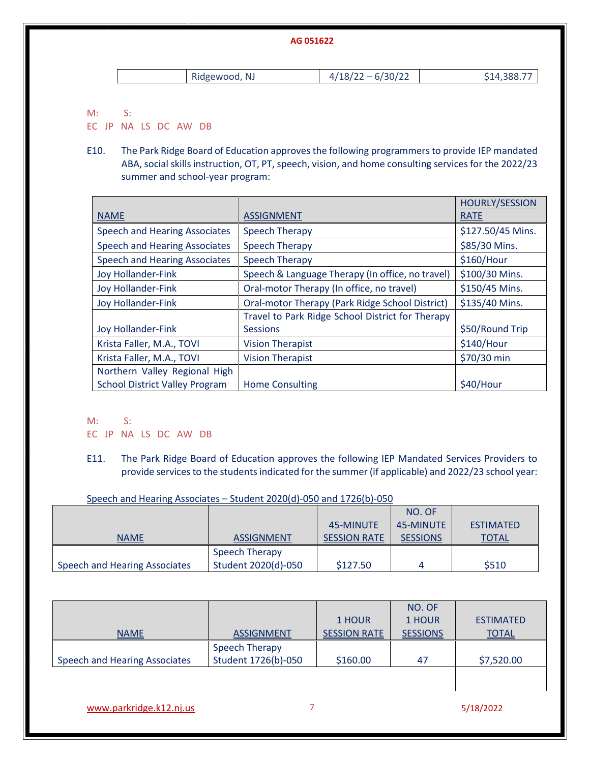AG 051622

| | Ridgewood, NJ | 4/18/22 – 6/30/22 | $14,388.77 |
|---|---|---|---|

M: S:
EC JP NA LS DC AW DB

E10. The Park Ridge Board of Education approves the following programmers to provide IEP mandated ABA, social skills instruction, OT, PT, speech, vision, and home consulting services for the 2022/23 summer and school-year program:

| NAME | ASSIGNMENT | HOURLY/SESSION RATE |
|---|---|---|
| Speech and Hearing Associates | Speech Therapy | $127.50/45 Mins. |
| Speech and Hearing Associates | Speech Therapy | $85/30 Mins. |
| Speech and Hearing Associates | Speech Therapy | $160/Hour |
| Joy Hollander-Fink | Speech & Language Therapy (In office, no travel) | $100/30 Mins. |
| Joy Hollander-Fink | Oral-motor Therapy (In office, no travel) | $150/45 Mins. |
| Joy Hollander-Fink | Oral-motor Therapy (Park Ridge School District) | $135/40 Mins. |
| Joy Hollander-Fink | Travel to Park Ridge School District for Therapy Sessions | $50/Round Trip |
| Krista Faller, M.A., TOVI | Vision Therapist | $140/Hour |
| Krista Faller, M.A., TOVI | Vision Therapist | $70/30 min |
| Northern Valley Regional High School District Valley Program | Home Consulting | $40/Hour |

M: S:
EC JP NA LS DC AW DB

E11. The Park Ridge Board of Education approves the following IEP Mandated Services Providers to provide services to the students indicated for the summer (if applicable) and 2022/23 school year:

Speech and Hearing Associates – Student 2020(d)-050 and 1726(b)-050

| NAME | ASSIGNMENT | 45-MINUTE SESSION RATE | NO. OF 45-MINUTE SESSIONS | ESTIMATED TOTAL |
|---|---|---|---|---|
| Speech and Hearing Associates | Speech Therapy Student 2020(d)-050 | $127.50 | 4 | $510 |

| NAME | ASSIGNMENT | 1 HOUR SESSION RATE | NO. OF 1 HOUR SESSIONS | ESTIMATED TOTAL |
|---|---|---|---|---|
| Speech and Hearing Associates | Speech Therapy Student 1726(b)-050 | $160.00 | 47 | $7,520.00 |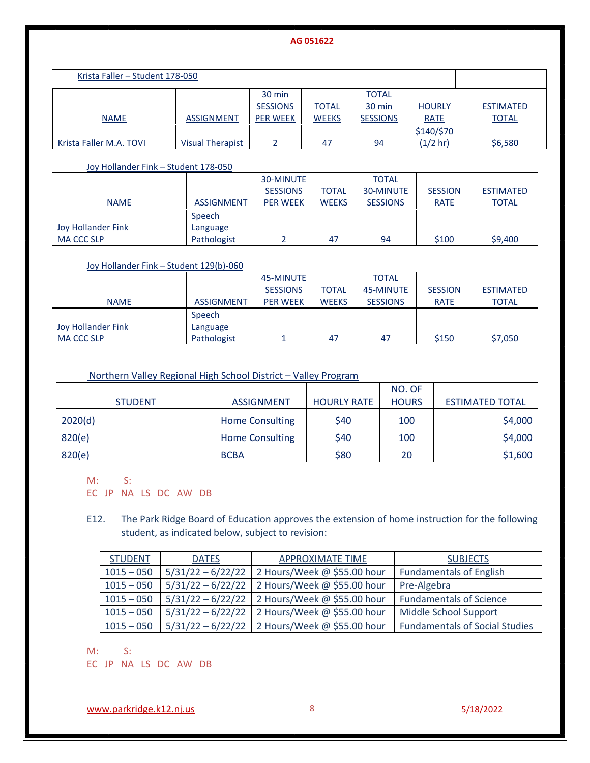AG 051622

| Krista Faller – Student 178-050 | | | | | | |
|---|---|---|---|---|---|---|
| NAME | ASSIGNMENT | 30 min SESSIONS PER WEEK | TOTAL WEEKS | TOTAL 30 min SESSIONS | HOURLY RATE | ESTIMATED TOTAL |
| Krista Faller M.A. TOVI | Visual Therapist | 2 | 47 | 94 | $140/$70 (1/2 hr) | $6,580 |

Joy Hollander Fink – Student 178-050

| NAME | ASSIGNMENT | 30-MINUTE SESSIONS PER WEEK | TOTAL WEEKS | TOTAL 30-MINUTE SESSIONS | SESSION RATE | ESTIMATED TOTAL |
|---|---|---|---|---|---|---|
| Joy Hollander Fink MA CCC SLP | Speech Language Pathologist | 2 | 47 | 94 | $100 | $9,400 |

Joy Hollander Fink – Student 129(b)-060

| NAME | ASSIGNMENT | 45-MINUTE SESSIONS PER WEEK | TOTAL WEEKS | TOTAL 45-MINUTE SESSIONS | SESSION RATE | ESTIMATED TOTAL |
|---|---|---|---|---|---|---|
| Joy Hollander Fink MA CCC SLP | Speech Language Pathologist | 1 | 47 | 47 | $150 | $7,050 |

Northern Valley Regional High School District – Valley Program

| STUDENT | ASSIGNMENT | HOURLY RATE | NO. OF HOURS | ESTIMATED TOTAL |
|---|---|---|---|---|
| 2020(d) | Home Consulting | $40 | 100 | $4,000 |
| 820(e) | Home Consulting | $40 | 100 | $4,000 |
| 820(e) | BCBA | $80 | 20 | $1,600 |

M: S:
EC JP NA LS DC AW DB

E12. The Park Ridge Board of Education approves the extension of home instruction for the following student, as indicated below, subject to revision:

| STUDENT | DATES | APPROXIMATE TIME | SUBJECTS |
|---|---|---|---|
| 1015 – 050 | 5/31/22 – 6/22/22 | 2 Hours/Week @ $55.00 hour | Fundamentals of English |
| 1015 – 050 | 5/31/22 – 6/22/22 | 2 Hours/Week @ $55.00 hour | Pre-Algebra |
| 1015 – 050 | 5/31/22 – 6/22/22 | 2 Hours/Week @ $55.00 hour | Fundamentals of Science |
| 1015 – 050 | 5/31/22 – 6/22/22 | 2 Hours/Week @ $55.00 hour | Middle School Support |
| 1015 – 050 | 5/31/22 – 6/22/22 | 2 Hours/Week @ $55.00 hour | Fundamentals of Social Studies |

M: S:
EC JP NA LS DC AW DB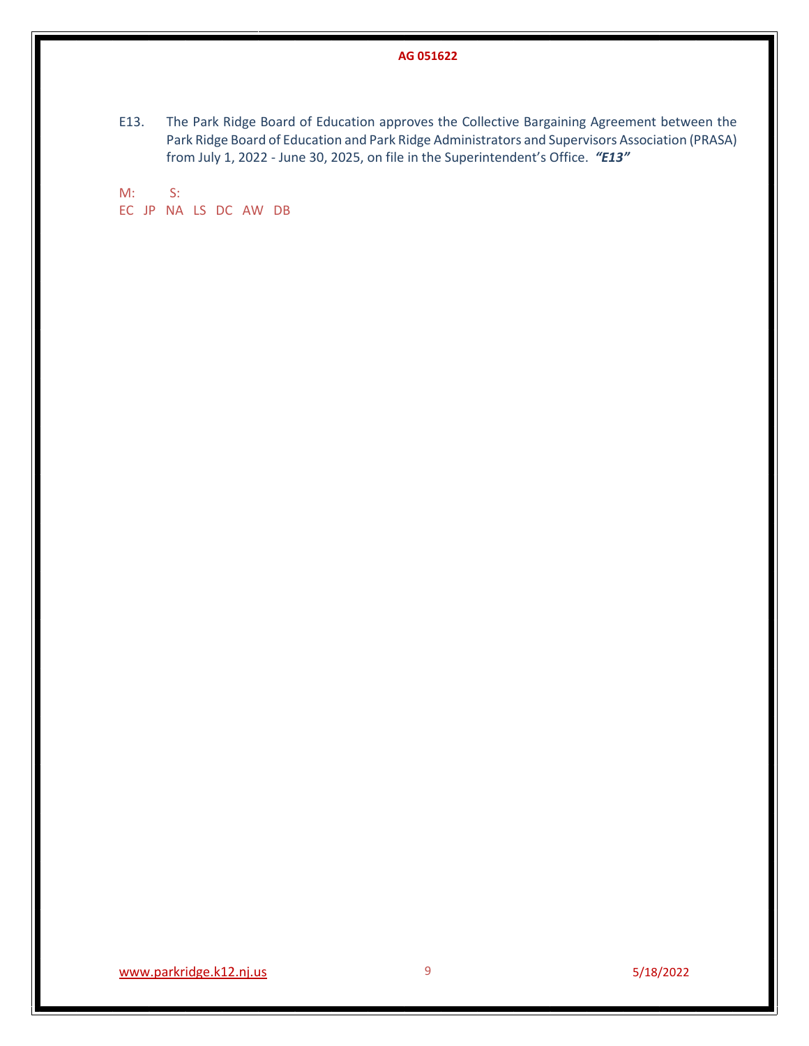E13. The Park Ridge Board of Education approves the Collective Bargaining Agreement between the Park Ridge Board of Education and Park Ridge Administrators and Supervisors Association (PRASA) from July 1, 2022 - June 30, 2025, on file in the Superintendent's Office. ***"E13"***

M: S:
EC JP NA LS DC AW DB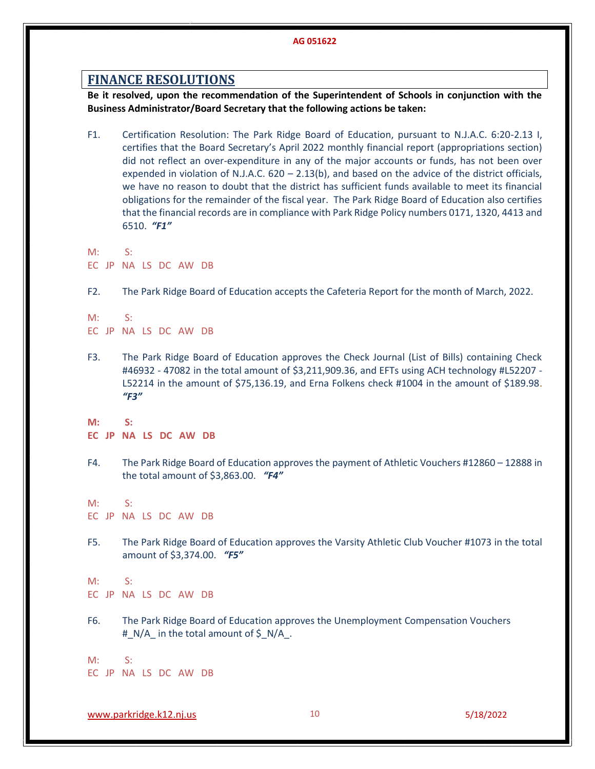AG 051622

## FINANCE RESOLUTIONS

**Be it resolved, upon the recommendation of the Superintendent of Schools in conjunction with the Business Administrator/Board Secretary that the following actions be taken:**

F1. Certification Resolution: The Park Ridge Board of Education, pursuant to N.J.A.C. 6:20-2.13 I, certifies that the Board Secretary's April 2022 monthly financial report (appropriations section) did not reflect an over-expenditure in any of the major accounts or funds, has not been over expended in violation of N.J.A.C. 620 – 2.13(b), and based on the advice of the district officials, we have no reason to doubt that the district has sufficient funds available to meet its financial obligations for the remainder of the fiscal year. The Park Ridge Board of Education also certifies that the financial records are in compliance with Park Ridge Policy numbers 0171, 1320, 4413 and 6510. ***"F1"***

M: S:
EC JP NA LS DC AW DB

F2. The Park Ridge Board of Education accepts the Cafeteria Report for the month of March, 2022.

M: S:
EC JP NA LS DC AW DB

F3. The Park Ridge Board of Education approves the Check Journal (List of Bills) containing Check #46932 - 47082 in the total amount of $3,211,909.36, and EFTs using ACH technology #L52207 - L52214 in the amount of $75,136.19, and Erna Folkens check #1004 in the amount of $189.98. ***"F3"***

**M: S:**
**EC JP NA LS DC AW DB**

F4. The Park Ridge Board of Education approves the payment of Athletic Vouchers #12860 – 12888 in the total amount of $3,863.00. ***"F4"***

M: S:
EC JP NA LS DC AW DB

F5. The Park Ridge Board of Education approves the Varsity Athletic Club Voucher #1073 in the total amount of $3,374.00. ***"F5"***

M: S:
EC JP NA LS DC AW DB

F6. The Park Ridge Board of Education approves the Unemployment Compensation Vouchers #_N/A_ in the total amount of $_N/A_.

M: S:
EC JP NA LS DC AW DB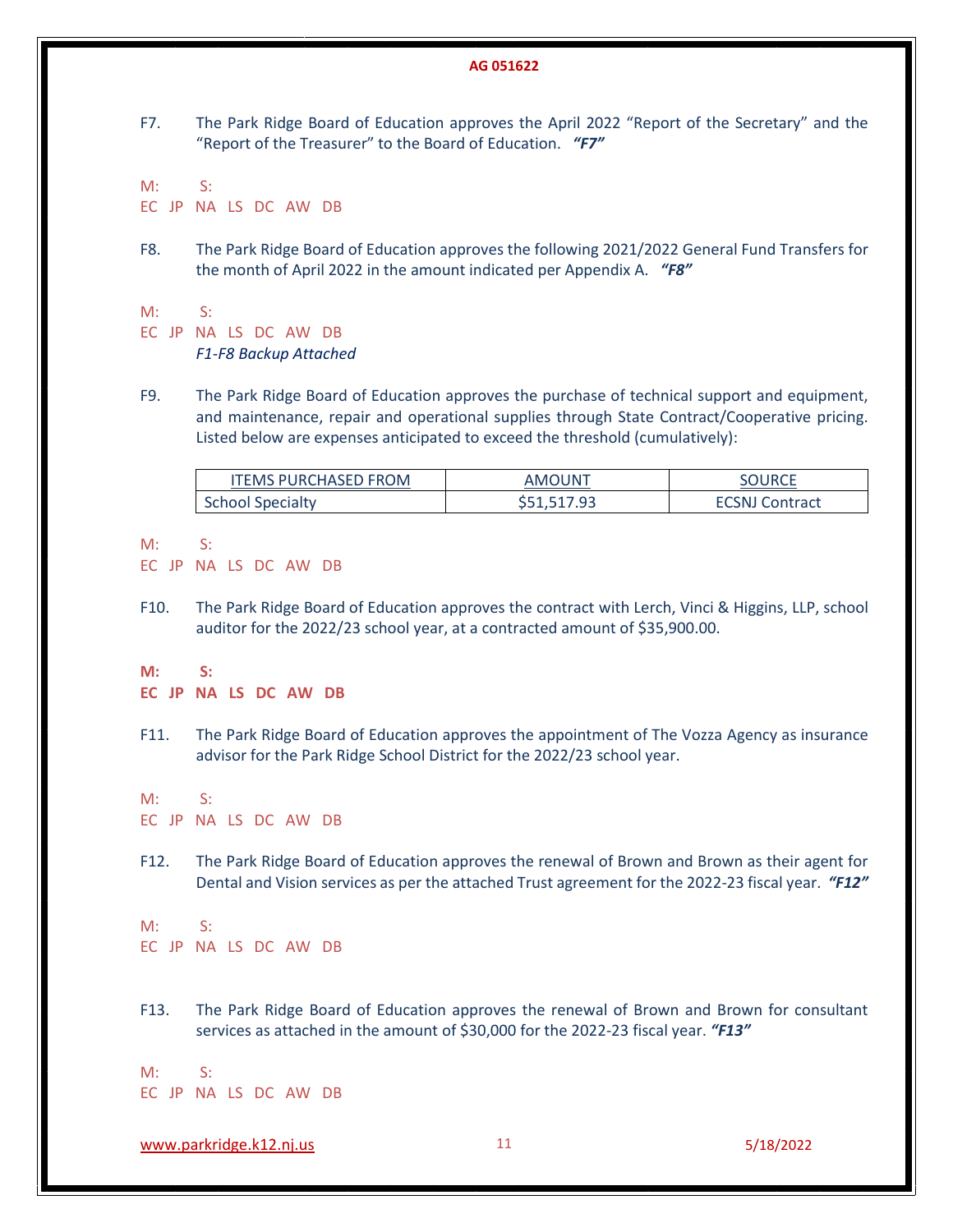F7. The Park Ridge Board of Education approves the April 2022 "Report of the Secretary" and the "Report of the Treasurer" to the Board of Education. ***"F7"***

M: S:
EC JP NA LS DC AW DB

F8. The Park Ridge Board of Education approves the following 2021/2022 General Fund Transfers for the month of April 2022 in the amount indicated per Appendix A. ***"F8"***

M: S:
EC JP NA LS DC AW DB
*F1-F8 Backup Attached*

F9. The Park Ridge Board of Education approves the purchase of technical support and equipment, and maintenance, repair and operational supplies through State Contract/Cooperative pricing. Listed below are expenses anticipated to exceed the threshold (cumulatively):

| ITEMS PURCHASED FROM | AMOUNT | SOURCE |
|---|---|---|
| School Specialty | $51,517.93 | ECSNJ Contract |

M: S:
EC JP NA LS DC AW DB

F10. The Park Ridge Board of Education approves the contract with Lerch, Vinci & Higgins, LLP, school auditor for the 2022/23 school year, at a contracted amount of $35,900.00.

**M: S:**
**EC JP NA LS DC AW DB**

F11. The Park Ridge Board of Education approves the appointment of The Vozza Agency as insurance advisor for the Park Ridge School District for the 2022/23 school year.

M: S:
EC JP NA LS DC AW DB

F12. The Park Ridge Board of Education approves the renewal of Brown and Brown as their agent for Dental and Vision services as per the attached Trust agreement for the 2022-23 fiscal year. ***"F12"***

M: S:
EC JP NA LS DC AW DB

F13. The Park Ridge Board of Education approves the renewal of Brown and Brown for consultant services as attached in the amount of $30,000 for the 2022-23 fiscal year. ***"F13"***

M: S:
EC JP NA LS DC AW DB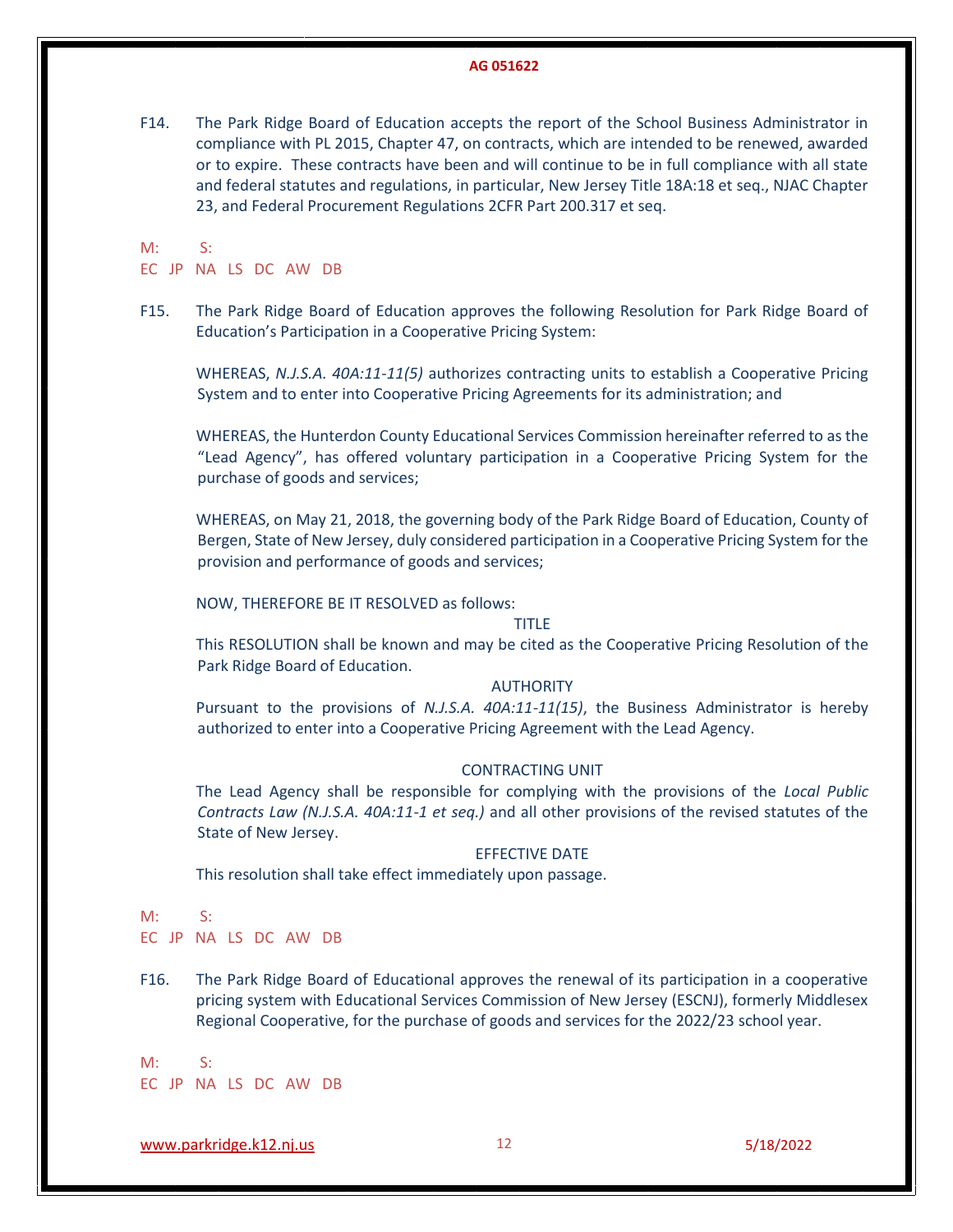F14. The Park Ridge Board of Education accepts the report of the School Business Administrator in compliance with PL 2015, Chapter 47, on contracts, which are intended to be renewed, awarded or to expire. These contracts have been and will continue to be in full compliance with all state and federal statutes and regulations, in particular, New Jersey Title 18A:18 et seq., NJAC Chapter 23, and Federal Procurement Regulations 2CFR Part 200.317 et seq.

M: S:
EC JP NA LS DC AW DB

F15. The Park Ridge Board of Education approves the following Resolution for Park Ridge Board of Education's Participation in a Cooperative Pricing System:

WHEREAS, *N.J.S.A. 40A:11-11(5)* authorizes contracting units to establish a Cooperative Pricing System and to enter into Cooperative Pricing Agreements for its administration; and

WHEREAS, the Hunterdon County Educational Services Commission hereinafter referred to as the "Lead Agency", has offered voluntary participation in a Cooperative Pricing System for the purchase of goods and services;

WHEREAS, on May 21, 2018, the governing body of the Park Ridge Board of Education, County of Bergen, State of New Jersey, duly considered participation in a Cooperative Pricing System for the provision and performance of goods and services;

NOW, THEREFORE BE IT RESOLVED as follows:

TITLE

This RESOLUTION shall be known and may be cited as the Cooperative Pricing Resolution of the Park Ridge Board of Education.

AUTHORITY

Pursuant to the provisions of *N.J.S.A. 40A:11-11(15)*, the Business Administrator is hereby authorized to enter into a Cooperative Pricing Agreement with the Lead Agency.

CONTRACTING UNIT

The Lead Agency shall be responsible for complying with the provisions of the *Local Public Contracts Law (N.J.S.A. 40A:11-1 et seq.)* and all other provisions of the revised statutes of the State of New Jersey.

EFFECTIVE DATE

This resolution shall take effect immediately upon passage.

M: S:
EC JP NA LS DC AW DB

F16. The Park Ridge Board of Educational approves the renewal of its participation in a cooperative pricing system with Educational Services Commission of New Jersey (ESCNJ), formerly Middlesex Regional Cooperative, for the purchase of goods and services for the 2022/23 school year.

M: S:
EC JP NA LS DC AW DB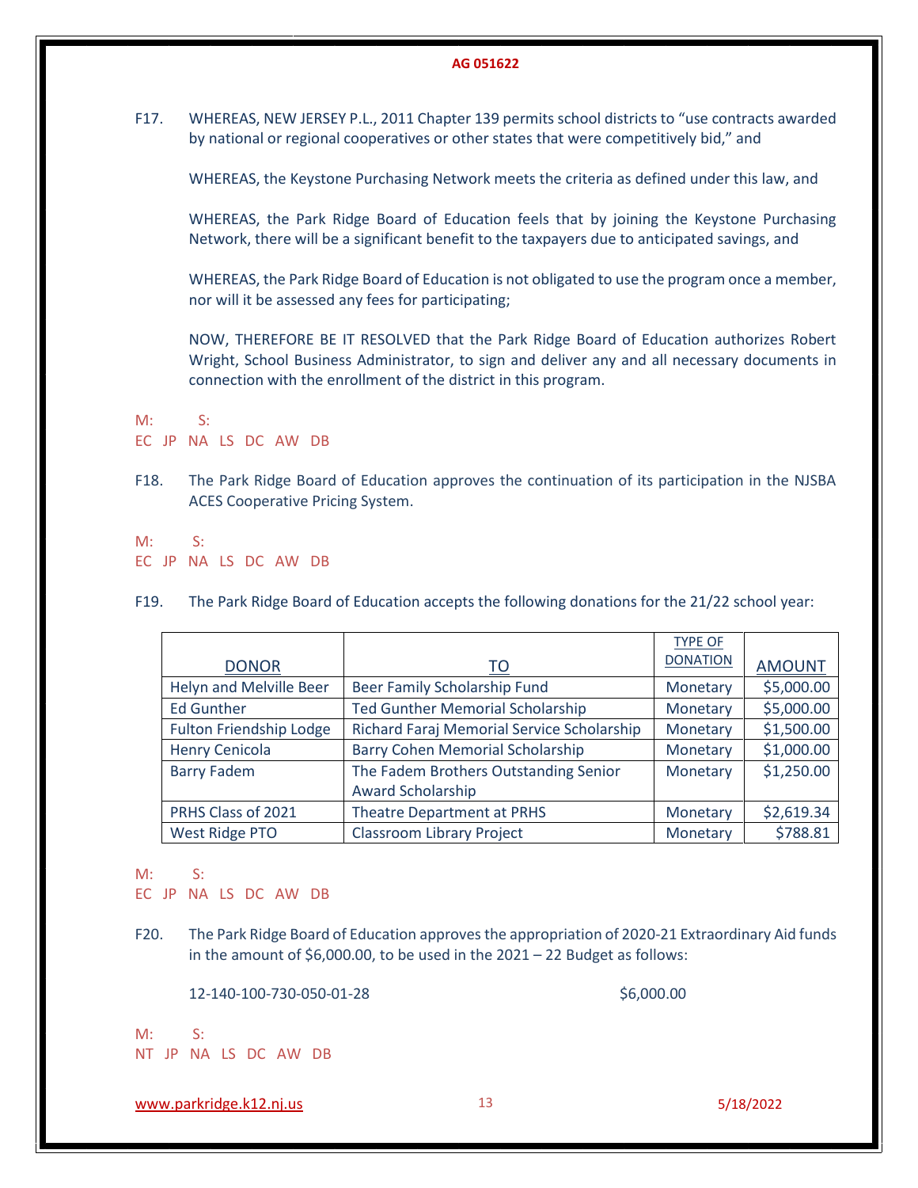F17. WHEREAS, NEW JERSEY P.L., 2011 Chapter 139 permits school districts to "use contracts awarded by national or regional cooperatives or other states that were competitively bid," and

WHEREAS, the Keystone Purchasing Network meets the criteria as defined under this law, and

WHEREAS, the Park Ridge Board of Education feels that by joining the Keystone Purchasing Network, there will be a significant benefit to the taxpayers due to anticipated savings, and

WHEREAS, the Park Ridge Board of Education is not obligated to use the program once a member, nor will it be assessed any fees for participating;

NOW, THEREFORE BE IT RESOLVED that the Park Ridge Board of Education authorizes Robert Wright, School Business Administrator, to sign and deliver any and all necessary documents in connection with the enrollment of the district in this program.

M: S:
EC JP NA LS DC AW DB

F18. The Park Ridge Board of Education approves the continuation of its participation in the NJSBA ACES Cooperative Pricing System.

M: S:
EC JP NA LS DC AW DB

F19. The Park Ridge Board of Education accepts the following donations for the 21/22 school year:

| DONOR | TO | TYPE OF DONATION | AMOUNT |
|---|---|---|---|
| Helyn and Melville Beer | Beer Family Scholarship Fund | Monetary | $5,000.00 |
| Ed Gunther | Ted Gunther Memorial Scholarship | Monetary | $5,000.00 |
| Fulton Friendship Lodge | Richard Faraj Memorial Service Scholarship | Monetary | $1,500.00 |
| Henry Cenicola | Barry Cohen Memorial Scholarship | Monetary | $1,000.00 |
| Barry Fadem | The Fadem Brothers Outstanding Senior Award Scholarship | Monetary | $1,250.00 |
| PRHS Class of 2021 | Theatre Department at PRHS | Monetary | $2,619.34 |
| West Ridge PTO | Classroom Library Project | Monetary | $788.81 |

M: S:
EC JP NA LS DC AW DB

F20. The Park Ridge Board of Education approves the appropriation of 2020-21 Extraordinary Aid funds in the amount of $6,000.00, to be used in the 2021 – 22 Budget as follows:

12-140-100-730-050-01-28 $6,000.00

M: S:
NT JP NA LS DC AW DB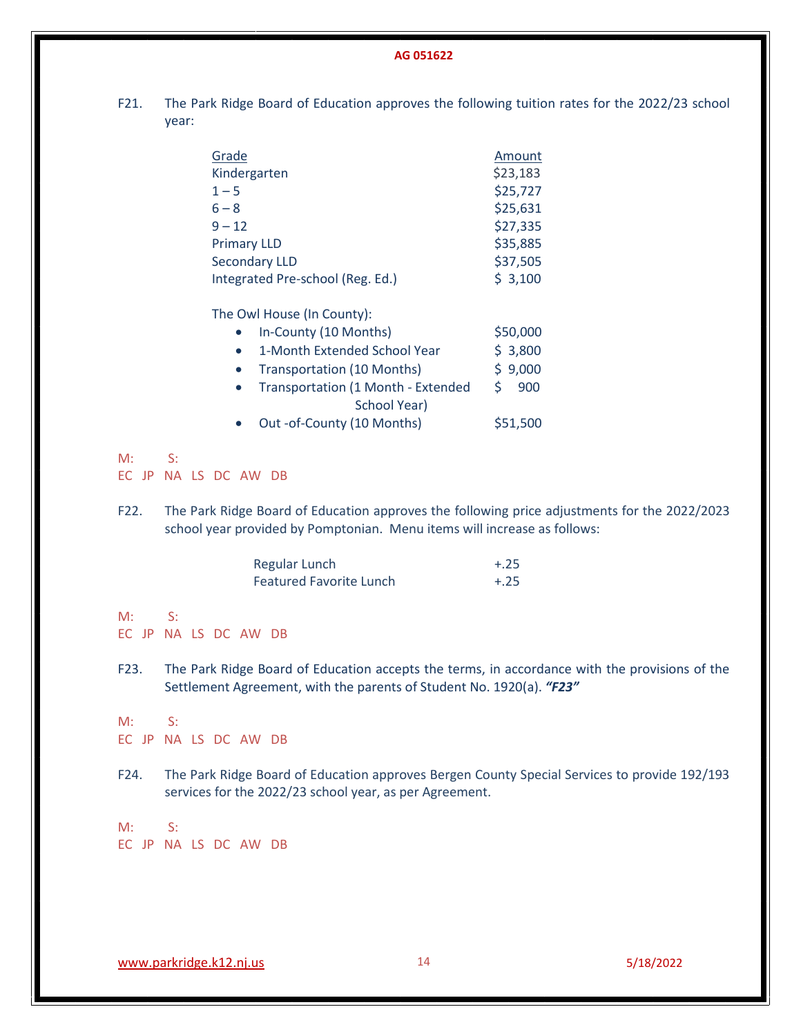F21. The Park Ridge Board of Education approves the following tuition rates for the 2022/23 school year:

| Grade | Amount |
|---|---|
| Kindergarten | $23,183 |
| 1 – 5 | $25,727 |
| 6 – 8 | $25,631 |
| 9 – 12 | $27,335 |
| Primary LLD | $35,885 |
| Secondary LLD | $37,505 |
| Integrated Pre-school (Reg. Ed.) | $ 3,100 |

The Owl House (In County):

| | |
|---|---|
| • In-County (10 Months) | $50,000 |
| • 1-Month Extended School Year | $ 3,800 |
| • Transportation (10 Months) | $ 9,000 |
| • Transportation (1 Month - Extended School Year) | $ 900 |
| • Out -of-County (10 Months) | $51,500 |

M: S:
EC JP NA LS DC AW DB

F22. The Park Ridge Board of Education approves the following price adjustments for the 2022/2023 school year provided by Pomptonian. Menu items will increase as follows:

| | |
|---|---|
| Regular Lunch | +.25 |
| Featured Favorite Lunch | +.25 |

M: S:
EC JP NA LS DC AW DB

F23. The Park Ridge Board of Education accepts the terms, in accordance with the provisions of the Settlement Agreement, with the parents of Student No. 1920(a). ***"F23"***

M: S:
EC JP NA LS DC AW DB

F24. The Park Ridge Board of Education approves Bergen County Special Services to provide 192/193 services for the 2022/23 school year, as per Agreement.

M: S:
EC JP NA LS DC AW DB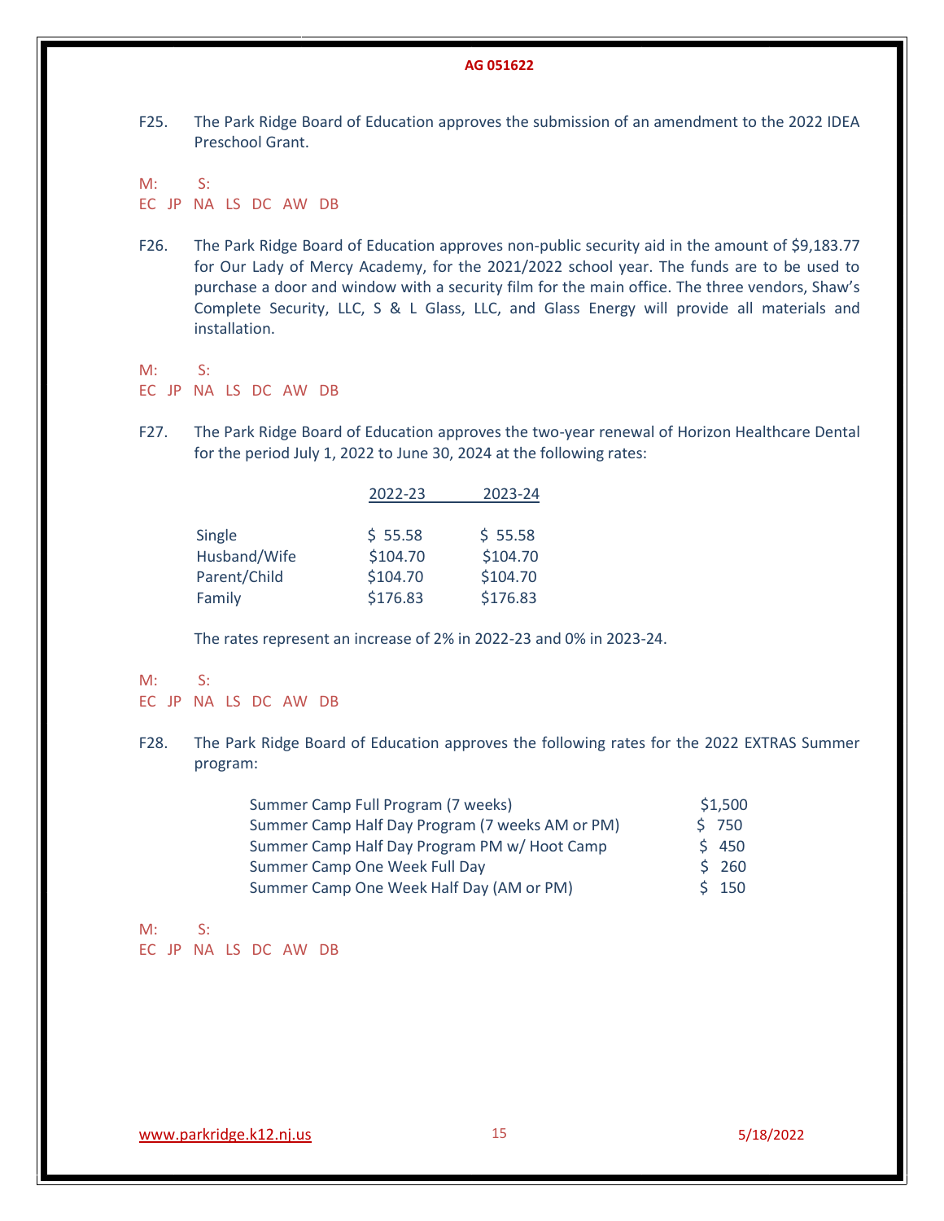AG 051622

F25. The Park Ridge Board of Education approves the submission of an amendment to the 2022 IDEA Preschool Grant.

M: S:
EC JP NA LS DC AW DB

F26. The Park Ridge Board of Education approves non-public security aid in the amount of $9,183.77 for Our Lady of Mercy Academy, for the 2021/2022 school year. The funds are to be used to purchase a door and window with a security film for the main office. The three vendors, Shaw's Complete Security, LLC, S & L Glass, LLC, and Glass Energy will provide all materials and installation.

M: S:
EC JP NA LS DC AW DB

F27. The Park Ridge Board of Education approves the two-year renewal of Horizon Healthcare Dental for the period July 1, 2022 to June 30, 2024 at the following rates:

| | 2022-23 | 2023-24 |
|---|---|---|
| Single | $ 55.58 | $ 55.58 |
| Husband/Wife | $104.70 | $104.70 |
| Parent/Child | $104.70 | $104.70 |
| Family | $176.83 | $176.83 |

The rates represent an increase of 2% in 2022-23 and 0% in 2023-24.

M: S:
EC JP NA LS DC AW DB

F28. The Park Ridge Board of Education approves the following rates for the 2022 EXTRAS Summer program:

| | |
|---|---|
| Summer Camp Full Program (7 weeks) | $1,500 |
| Summer Camp Half Day Program (7 weeks AM or PM) | $ 750 |
| Summer Camp Half Day Program PM w/ Hoot Camp | $ 450 |
| Summer Camp One Week Full Day | $ 260 |
| Summer Camp One Week Half Day (AM or PM) | $ 150 |

M: S:
EC JP NA LS DC AW DB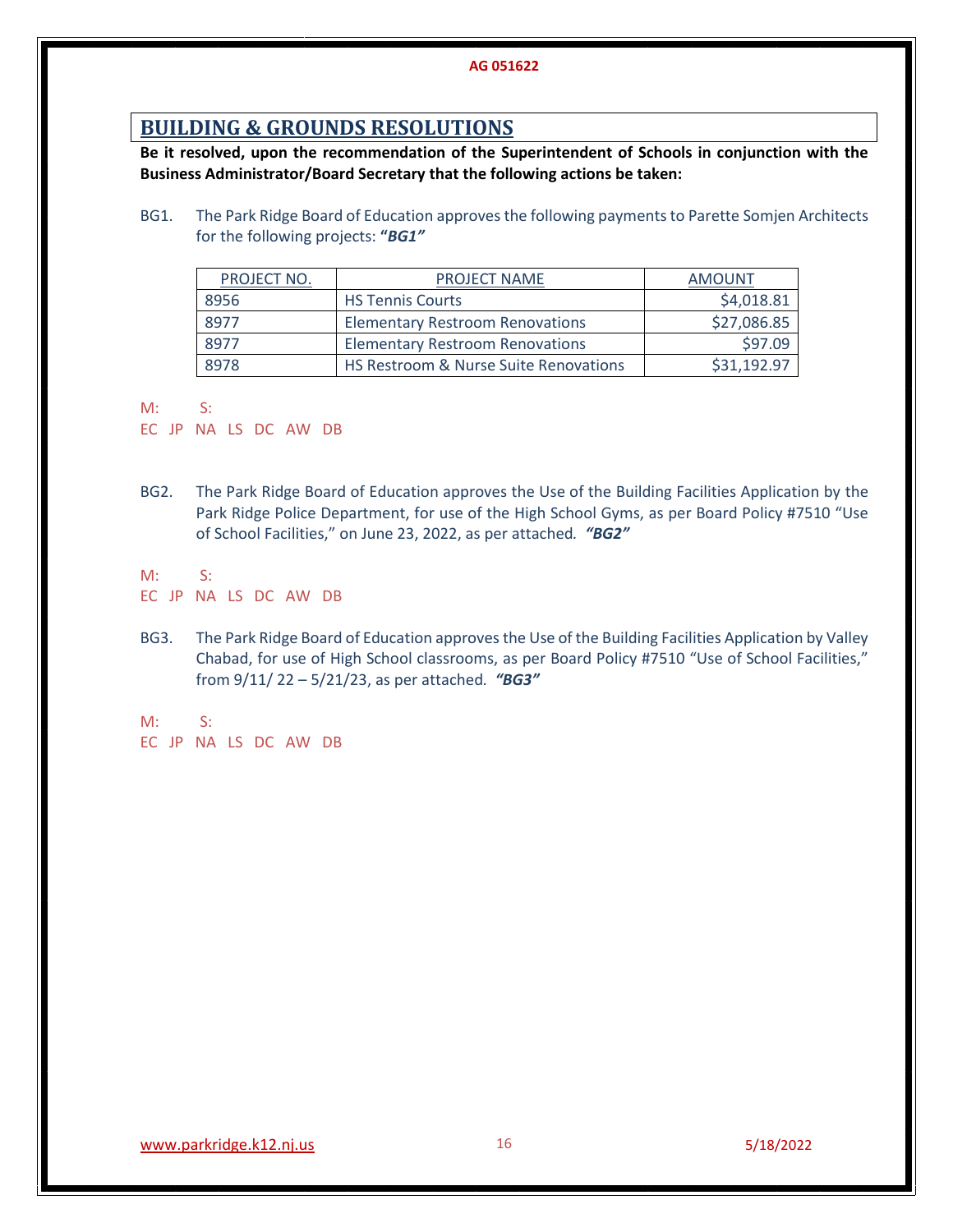## BUILDING & GROUNDS RESOLUTIONS

**Be it resolved, upon the recommendation of the Superintendent of Schools in conjunction with the Business Administrator/Board Secretary that the following actions be taken:**

BG1. The Park Ridge Board of Education approves the following payments to Parette Somjen Architects for the following projects: ***"BG1"***

| PROJECT NO. | PROJECT NAME | AMOUNT |
|---|---|---|
| 8956 | HS Tennis Courts | $4,018.81 |
| 8977 | Elementary Restroom Renovations | $27,086.85 |
| 8977 | Elementary Restroom Renovations | $97.09 |
| 8978 | HS Restroom & Nurse Suite Renovations | $31,192.97 |

M: S:
EC JP NA LS DC AW DB

BG2. The Park Ridge Board of Education approves the Use of the Building Facilities Application by the Park Ridge Police Department, for use of the High School Gyms, as per Board Policy #7510 "Use of School Facilities," on June 23, 2022, as per attached. ***"BG2"***

M: S:
EC JP NA LS DC AW DB

BG3. The Park Ridge Board of Education approves the Use of the Building Facilities Application by Valley Chabad, for use of High School classrooms, as per Board Policy #7510 "Use of School Facilities," from 9/11/ 22 – 5/21/23, as per attached. ***"BG3"***

M: S:
EC JP NA LS DC AW DB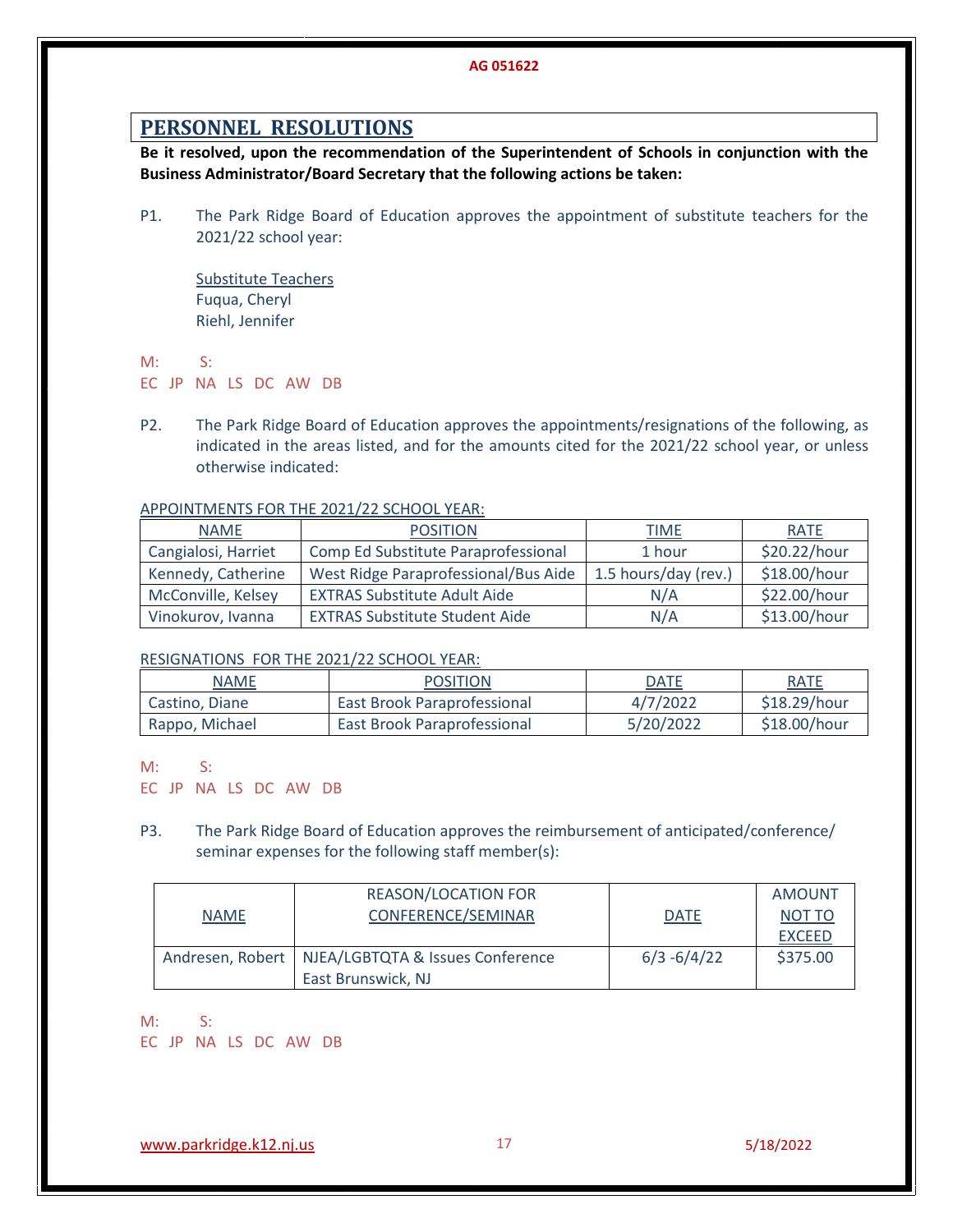## PERSONNEL RESOLUTIONS

**Be it resolved, upon the recommendation of the Superintendent of Schools in conjunction with the Business Administrator/Board Secretary that the following actions be taken:**

P1. The Park Ridge Board of Education approves the appointment of substitute teachers for the 2021/22 school year:

Substitute Teachers
Fuqua, Cheryl
Riehl, Jennifer

M: S:
EC JP NA LS DC AW DB

P2. The Park Ridge Board of Education approves the appointments/resignations of the following, as indicated in the areas listed, and for the amounts cited for the 2021/22 school year, or unless otherwise indicated:

APPOINTMENTS FOR THE 2021/22 SCHOOL YEAR:

| NAME | POSITION | TIME | RATE |
|---|---|---|---|
| Cangialosi, Harriet | Comp Ed Substitute Paraprofessional | 1 hour | $20.22/hour |
| Kennedy, Catherine | West Ridge Paraprofessional/Bus Aide | 1.5 hours/day (rev.) | $18.00/hour |
| McConville, Kelsey | EXTRAS Substitute Adult Aide | N/A | $22.00/hour |
| Vinokurov, Ivanna | EXTRAS Substitute Student Aide | N/A | $13.00/hour |

RESIGNATIONS FOR THE 2021/22 SCHOOL YEAR:

| NAME | POSITION | DATE | RATE |
|---|---|---|---|
| Castino, Diane | East Brook Paraprofessional | 4/7/2022 | $18.29/hour |
| Rappo, Michael | East Brook Paraprofessional | 5/20/2022 | $18.00/hour |

M: S:
EC JP NA LS DC AW DB

P3. The Park Ridge Board of Education approves the reimbursement of anticipated/conference/seminar expenses for the following staff member(s):

| NAME | REASON/LOCATION FOR CONFERENCE/SEMINAR | DATE | AMOUNT NOT TO EXCEED |
|---|---|---|---|
| Andresen, Robert | NJEA/LGBTQTA & Issues Conference East Brunswick, NJ | 6/3 -6/4/22 | $375.00 |

M: S:
EC JP NA LS DC AW DB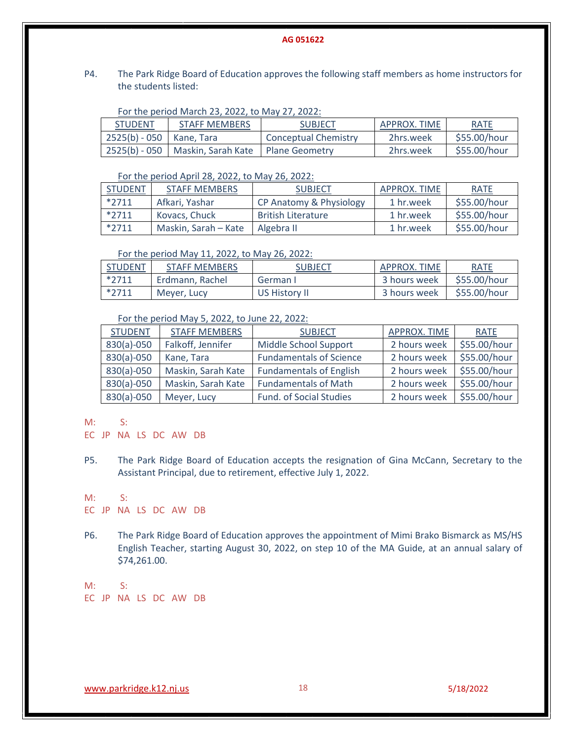P4. The Park Ridge Board of Education approves the following staff members as home instructors for the students listed:

For the period March 23, 2022, to May 27, 2022:

| STUDENT | STAFF MEMBERS | SUBJECT | APPROX. TIME | RATE |
|---|---|---|---|---|
| 2525(b) - 050 | Kane, Tara | Conceptual Chemistry | 2hrs.week | $55.00/hour |
| 2525(b) - 050 | Maskin, Sarah Kate | Plane Geometry | 2hrs.week | $55.00/hour |

For the period April 28, 2022, to May 26, 2022:

| STUDENT | STAFF MEMBERS | SUBJECT | APPROX. TIME | RATE |
|---|---|---|---|---|
| *2711 | Afkari, Yashar | CP Anatomy & Physiology | 1 hr.week | $55.00/hour |
| *2711 | Kovacs, Chuck | British Literature | 1 hr.week | $55.00/hour |
| *2711 | Maskin, Sarah – Kate | Algebra II | 1 hr.week | $55.00/hour |

For the period May 11, 2022, to May 26, 2022:

| STUDENT | STAFF MEMBERS | SUBJECT | APPROX. TIME | RATE |
|---|---|---|---|---|
| *2711 | Erdmann, Rachel | German I | 3 hours week | $55.00/hour |
| *2711 | Meyer, Lucy | US History II | 3 hours week | $55.00/hour |

For the period May 5, 2022, to June 22, 2022:

| STUDENT | STAFF MEMBERS | SUBJECT | APPROX. TIME | RATE |
|---|---|---|---|---|
| 830(a)-050 | Falkoff, Jennifer | Middle School Support | 2 hours week | $55.00/hour |
| 830(a)-050 | Kane, Tara | Fundamentals of Science | 2 hours week | $55.00/hour |
| 830(a)-050 | Maskin, Sarah Kate | Fundamentals of English | 2 hours week | $55.00/hour |
| 830(a)-050 | Maskin, Sarah Kate | Fundamentals of Math | 2 hours week | $55.00/hour |
| 830(a)-050 | Meyer, Lucy | Fund. of Social Studies | 2 hours week | $55.00/hour |

M: S:
EC JP NA LS DC AW DB

P5. The Park Ridge Board of Education accepts the resignation of Gina McCann, Secretary to the Assistant Principal, due to retirement, effective July 1, 2022.

M: S:
EC JP NA LS DC AW DB

P6. The Park Ridge Board of Education approves the appointment of Mimi Brako Bismarck as MS/HS English Teacher, starting August 30, 2022, on step 10 of the MA Guide, at an annual salary of $74,261.00.

M: S:
EC JP NA LS DC AW DB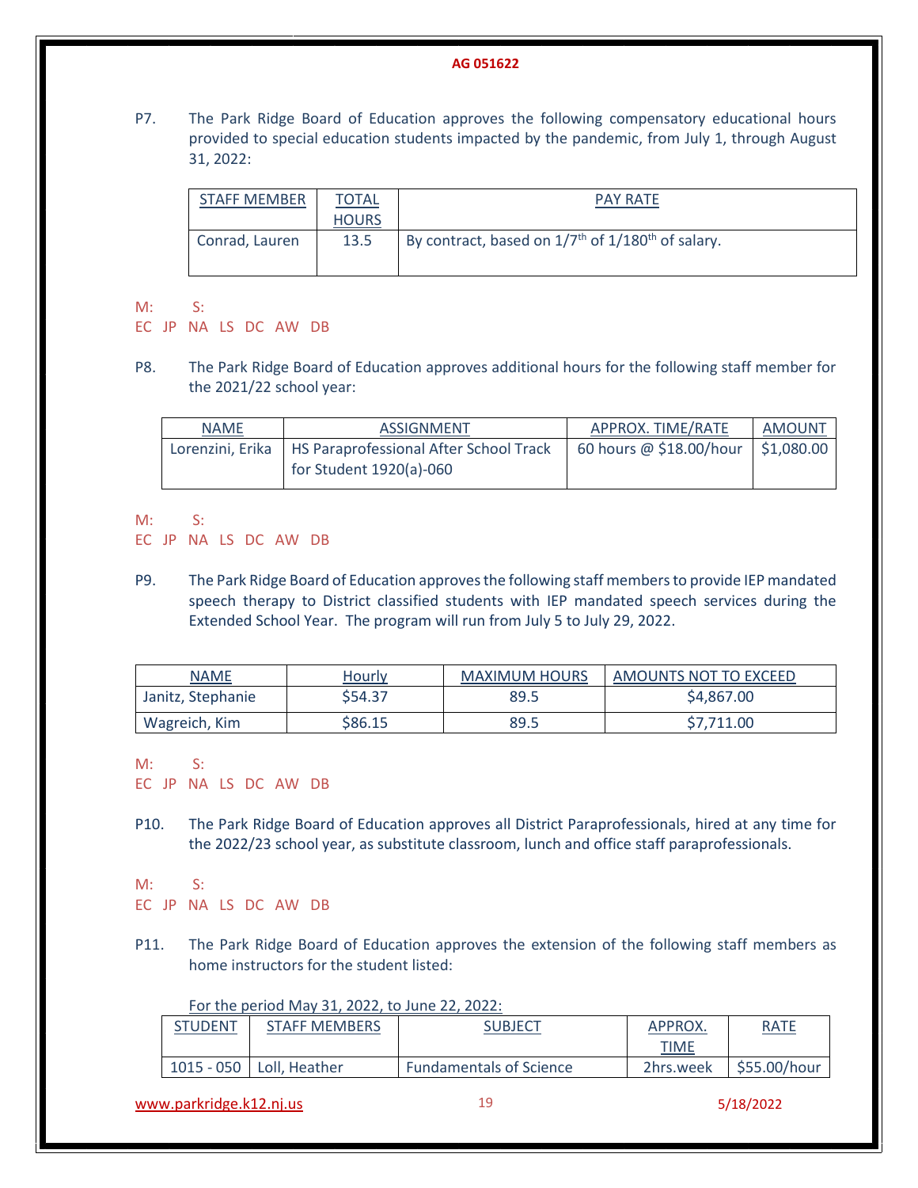P7. The Park Ridge Board of Education approves the following compensatory educational hours provided to special education students impacted by the pandemic, from July 1, through August 31, 2022:

| STAFF MEMBER | TOTAL HOURS | PAY RATE |
|---|---|---|
| Conrad, Lauren | 13.5 | By contract, based on 1/7th of 1/180th of salary. |

M: S:
EC JP NA LS DC AW DB

P8. The Park Ridge Board of Education approves additional hours for the following staff member for the 2021/22 school year:

| NAME | ASSIGNMENT | APPROX. TIME/RATE | AMOUNT |
|---|---|---|---|
| Lorenzini, Erika | HS Paraprofessional After School Track for Student 1920(a)-060 | 60 hours @ $18.00/hour | $1,080.00 |

M: S:
EC JP NA LS DC AW DB

P9. The Park Ridge Board of Education approves the following staff members to provide IEP mandated speech therapy to District classified students with IEP mandated speech services during the Extended School Year. The program will run from July 5 to July 29, 2022.

| NAME | Hourly | MAXIMUM HOURS | AMOUNTS NOT TO EXCEED |
|---|---|---|---|
| Janitz, Stephanie | $54.37 | 89.5 | $4,867.00 |
| Wagreich, Kim | $86.15 | 89.5 | $7,711.00 |

M: S:
EC JP NA LS DC AW DB

P10. The Park Ridge Board of Education approves all District Paraprofessionals, hired at any time for the 2022/23 school year, as substitute classroom, lunch and office staff paraprofessionals.

M: S:
EC JP NA LS DC AW DB

P11. The Park Ridge Board of Education approves the extension of the following staff members as home instructors for the student listed:

For the period May 31, 2022, to June 22, 2022:

| STUDENT | STAFF MEMBERS | SUBJECT | APPROX. TIME | RATE |
|---|---|---|---|---|
| 1015 - 050 | Loll, Heather | Fundamentals of Science | 2hrs.week | $55.00/hour |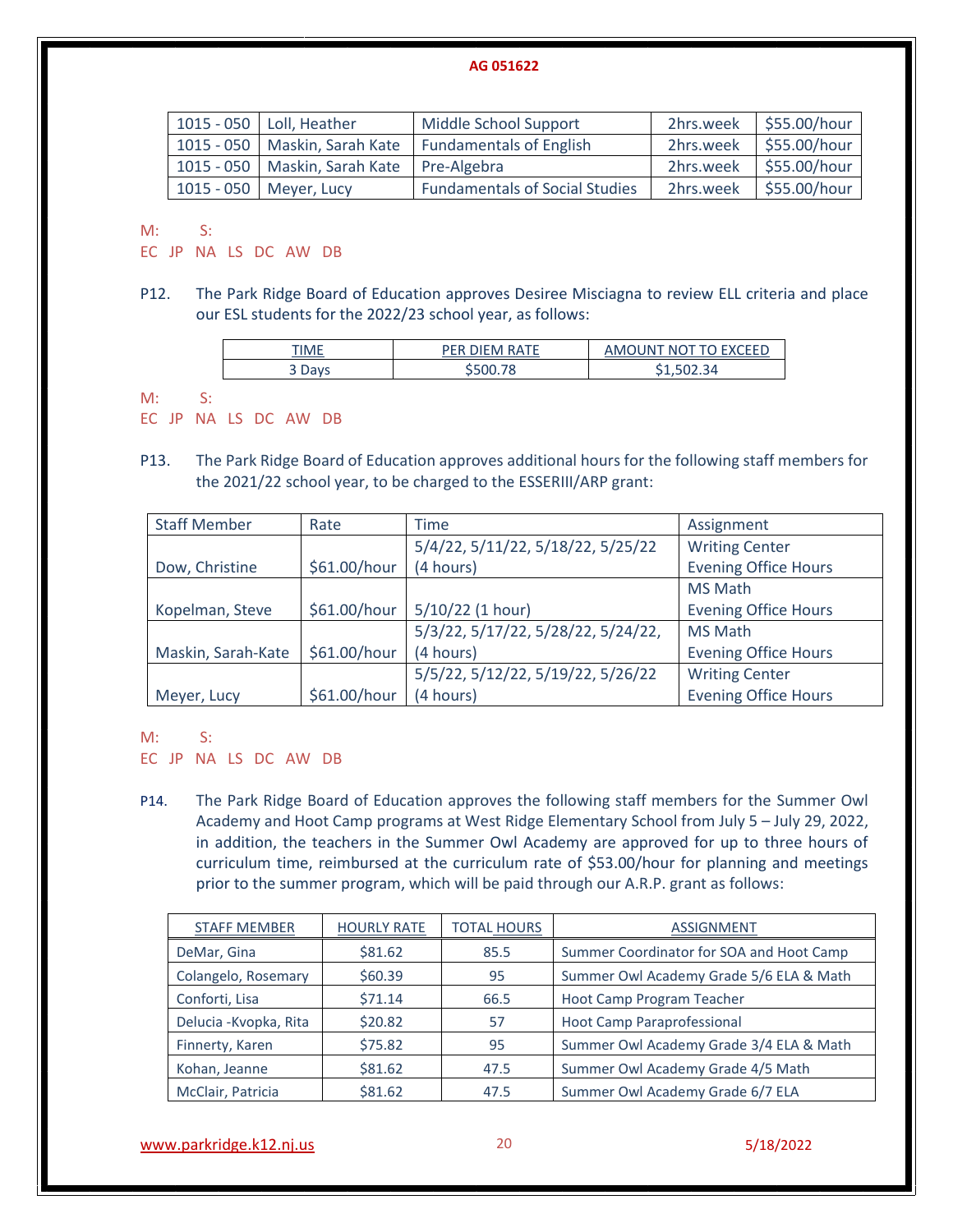| | | | | |
|---|---|---|---|---|
| 1015 - 050 | Loll, Heather | Middle School Support | 2hrs.week | $55.00/hour |
| 1015 - 050 | Maskin, Sarah Kate | Fundamentals of English | 2hrs.week | $55.00/hour |
| 1015 - 050 | Maskin, Sarah Kate | Pre-Algebra | 2hrs.week | $55.00/hour |
| 1015 - 050 | Meyer, Lucy | Fundamentals of Social Studies | 2hrs.week | $55.00/hour |

M: S:
EC JP NA LS DC AW DB

P12. The Park Ridge Board of Education approves Desiree Misciagna to review ELL criteria and place our ESL students for the 2022/23 school year, as follows:

| TIME | PER DIEM RATE | AMOUNT NOT TO EXCEED |
|---|---|---|
| 3 Days | $500.78 | $1,502.34 |

M: S:
EC JP NA LS DC AW DB

P13. The Park Ridge Board of Education approves additional hours for the following staff members for the 2021/22 school year, to be charged to the ESSERIII/ARP grant:

| Staff Member | Rate | Time | Assignment |
|---|---|---|---|
| Dow, Christine | $61.00/hour | 5/4/22, 5/11/22, 5/18/22, 5/25/22 (4 hours) | Writing Center Evening Office Hours |
| Kopelman, Steve | $61.00/hour | 5/10/22 (1 hour) | MS Math Evening Office Hours |
| Maskin, Sarah-Kate | $61.00/hour | 5/3/22, 5/17/22, 5/28/22, 5/24/22, (4 hours) | MS Math Evening Office Hours |
| Meyer, Lucy | $61.00/hour | 5/5/22, 5/12/22, 5/19/22, 5/26/22 (4 hours) | Writing Center Evening Office Hours |

M: S:
EC JP NA LS DC AW DB

P14. The Park Ridge Board of Education approves the following staff members for the Summer Owl Academy and Hoot Camp programs at West Ridge Elementary School from July 5 – July 29, 2022, in addition, the teachers in the Summer Owl Academy are approved for up to three hours of curriculum time, reimbursed at the curriculum rate of $53.00/hour for planning and meetings prior to the summer program, which will be paid through our A.R.P. grant as follows:

| STAFF MEMBER | HOURLY RATE | TOTAL HOURS | ASSIGNMENT |
|---|---|---|---|
| DeMar, Gina | $81.62 | 85.5 | Summer Coordinator for SOA and Hoot Camp |
| Colangelo, Rosemary | $60.39 | 95 | Summer Owl Academy Grade 5/6 ELA & Math |
| Conforti, Lisa | $71.14 | 66.5 | Hoot Camp Program Teacher |
| Delucia -Kvopka, Rita | $20.82 | 57 | Hoot Camp Paraprofessional |
| Finnerty, Karen | $75.82 | 95 | Summer Owl Academy Grade 3/4 ELA & Math |
| Kohan, Jeanne | $81.62 | 47.5 | Summer Owl Academy Grade 4/5 Math |
| McClair, Patricia | $81.62 | 47.5 | Summer Owl Academy Grade 6/7 ELA |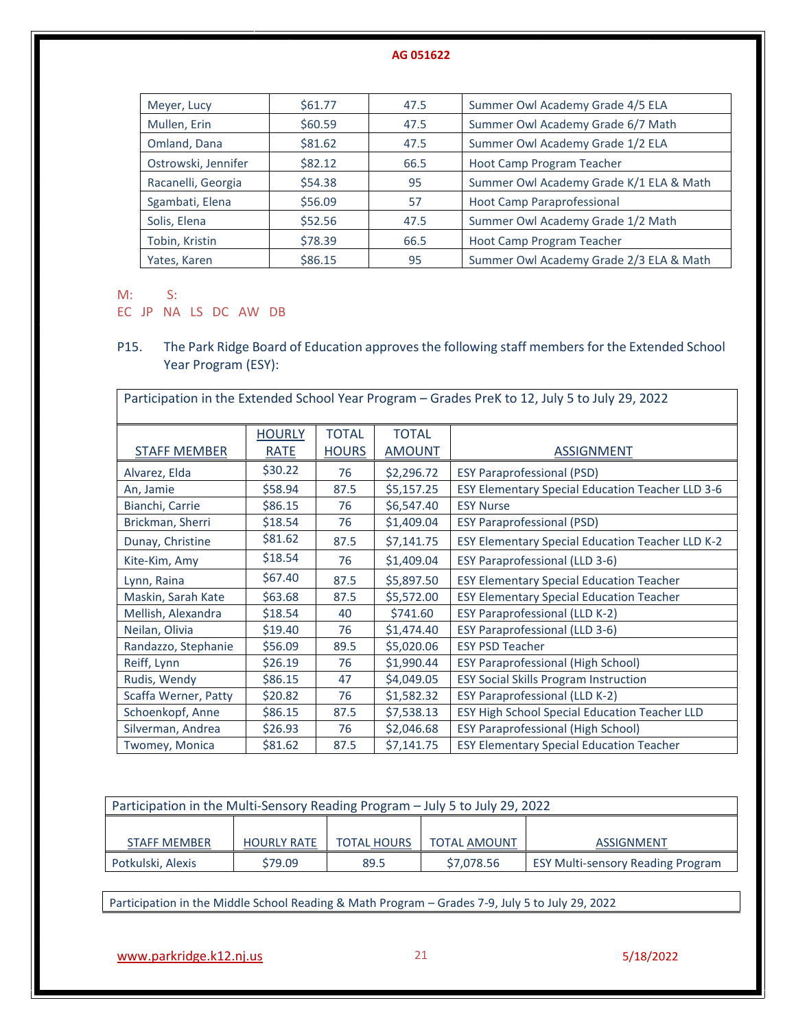| Meyer, Lucy | $61.77 | 47.5 | Summer Owl Academy Grade 4/5 ELA |
|---|---|---|---|
| Mullen, Erin | $60.59 | 47.5 | Summer Owl Academy Grade 6/7 Math |
| Omland, Dana | $81.62 | 47.5 | Summer Owl Academy Grade 1/2 ELA |
| Ostrowski, Jennifer | $82.12 | 66.5 | Hoot Camp Program Teacher |
| Racanelli, Georgia | $54.38 | 95 | Summer Owl Academy Grade K/1 ELA & Math |
| Sgambati, Elena | $56.09 | 57 | Hoot Camp Paraprofessional |
| Solis, Elena | $52.56 | 47.5 | Summer Owl Academy Grade 1/2 Math |
| Tobin, Kristin | $78.39 | 66.5 | Hoot Camp Program Teacher |
| Yates, Karen | $86.15 | 95 | Summer Owl Academy Grade 2/3 ELA & Math |

M: S:
EC JP NA LS DC AW DB

P15. The Park Ridge Board of Education approves the following staff members for the Extended School Year Program (ESY):

| Participation in the Extended School Year Program – Grades PreK to 12, July 5 to July 29, 2022 | | | | |
|---|---|---|---|---|
| STAFF MEMBER | HOURLY RATE | TOTAL HOURS | TOTAL AMOUNT | ASSIGNMENT |
| Alvarez, Elda | $30.22 | 76 | $2,296.72 | ESY Paraprofessional (PSD) |
| An, Jamie | $58.94 | 87.5 | $5,157.25 | ESY Elementary Special Education Teacher LLD 3-6 |
| Bianchi, Carrie | $86.15 | 76 | $6,547.40 | ESY Nurse |
| Brickman, Sherri | $18.54 | 76 | $1,409.04 | ESY Paraprofessional (PSD) |
| Dunay, Christine | $81.62 | 87.5 | $7,141.75 | ESY Elementary Special Education Teacher LLD K-2 |
| Kite-Kim, Amy | $18.54 | 76 | $1,409.04 | ESY Paraprofessional (LLD 3-6) |
| Lynn, Raina | $67.40 | 87.5 | $5,897.50 | ESY Elementary Special Education Teacher |
| Maskin, Sarah Kate | $63.68 | 87.5 | $5,572.00 | ESY Elementary Special Education Teacher |
| Mellish, Alexandra | $18.54 | 40 | $741.60 | ESY Paraprofessional (LLD K-2) |
| Neilan, Olivia | $19.40 | 76 | $1,474.40 | ESY Paraprofessional (LLD 3-6) |
| Randazzo, Stephanie | $56.09 | 89.5 | $5,020.06 | ESY PSD Teacher |
| Reiff, Lynn | $26.19 | 76 | $1,990.44 | ESY Paraprofessional (High School) |
| Rudis, Wendy | $86.15 | 47 | $4,049.05 | ESY Social Skills Program Instruction |
| Scaffa Werner, Patty | $20.82 | 76 | $1,582.32 | ESY Paraprofessional (LLD K-2) |
| Schoenkopf, Anne | $86.15 | 87.5 | $7,538.13 | ESY High School Special Education Teacher LLD |
| Silverman, Andrea | $26.93 | 76 | $2,046.68 | ESY Paraprofessional (High School) |
| Twomey, Monica | $81.62 | 87.5 | $7,141.75 | ESY Elementary Special Education Teacher |

| Participation in the Multi-Sensory Reading Program – July 5 to July 29, 2022 | | | | |
|---|---|---|---|---|
| STAFF MEMBER | HOURLY RATE | TOTAL HOURS | TOTAL AMOUNT | ASSIGNMENT |
| Potkulski, Alexis | $79.09 | 89.5 | $7,078.56 | ESY Multi-sensory Reading Program |

| Participation in the Middle School Reading & Math Program – Grades 7-9, July 5 to July 29, 2022 |
|---|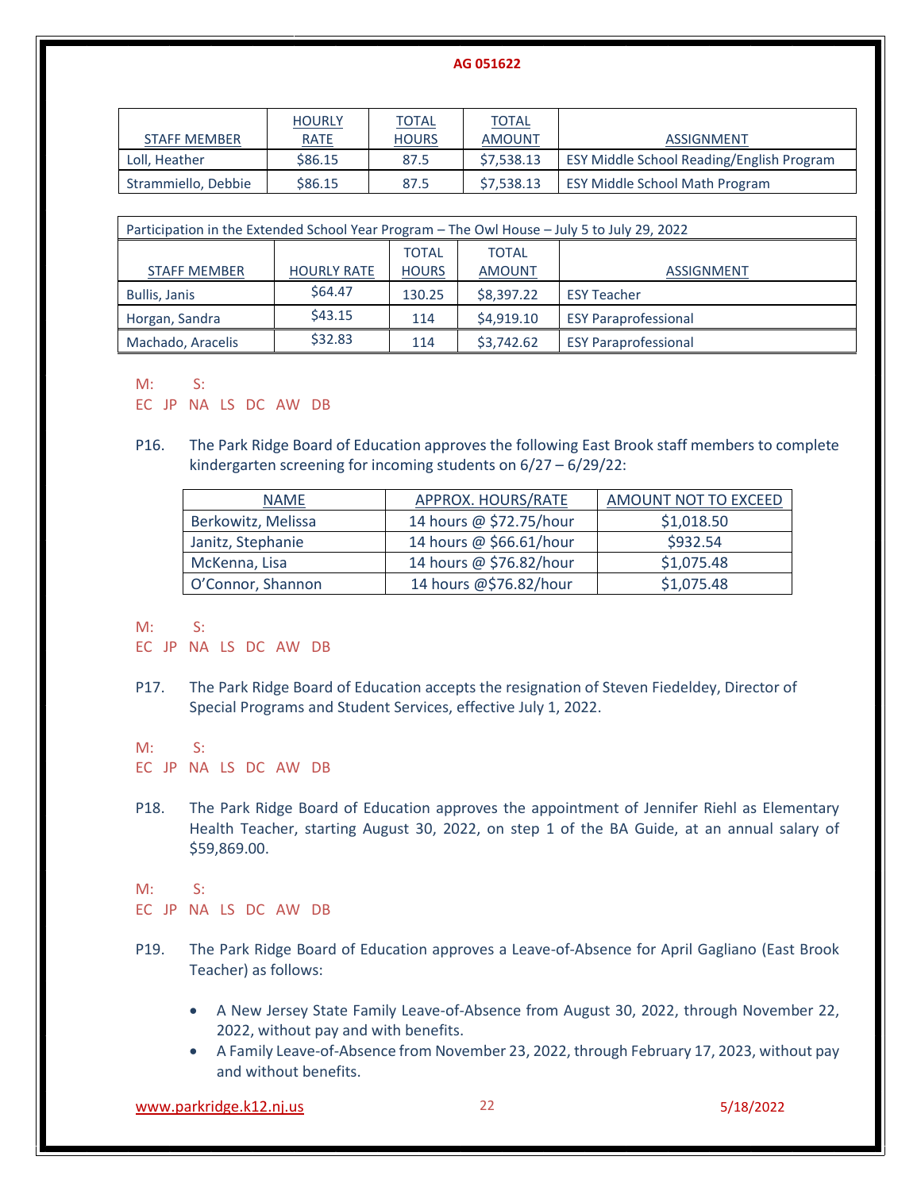| STAFF MEMBER | HOURLY RATE | TOTAL HOURS | TOTAL AMOUNT | ASSIGNMENT |
|---|---|---|---|---|
| Loll, Heather | $86.15 | 87.5 | $7,538.13 | ESY Middle School Reading/English Program |
| Strammiello, Debbie | $86.15 | 87.5 | $7,538.13 | ESY Middle School Math Program |

| Participation in the Extended School Year Program – The Owl House – July 5 to July 29, 2022 | | | | |
|---|---|---|---|---|
| STAFF MEMBER | HOURLY RATE | TOTAL HOURS | TOTAL AMOUNT | ASSIGNMENT |
| Bullis, Janis | $64.47 | 130.25 | $8,397.22 | ESY Teacher |
| Horgan, Sandra | $43.15 | 114 | $4,919.10 | ESY Paraprofessional |
| Machado, Aracelis | $32.83 | 114 | $3,742.62 | ESY Paraprofessional |

M: S:
EC JP NA LS DC AW DB

P16. The Park Ridge Board of Education approves the following East Brook staff members to complete kindergarten screening for incoming students on 6/27 – 6/29/22:

| NAME | APPROX. HOURS/RATE | AMOUNT NOT TO EXCEED |
|---|---|---|
| Berkowitz, Melissa | 14 hours @ $72.75/hour | $1,018.50 |
| Janitz, Stephanie | 14 hours @ $66.61/hour | $932.54 |
| McKenna, Lisa | 14 hours @ $76.82/hour | $1,075.48 |
| O'Connor, Shannon | 14 hours @$76.82/hour | $1,075.48 |

M: S:
EC JP NA LS DC AW DB

P17. The Park Ridge Board of Education accepts the resignation of Steven Fiedeldey, Director of Special Programs and Student Services, effective July 1, 2022.

M: S:
EC JP NA LS DC AW DB

P18. The Park Ridge Board of Education approves the appointment of Jennifer Riehl as Elementary Health Teacher, starting August 30, 2022, on step 1 of the BA Guide, at an annual salary of $59,869.00.

M: S:
EC JP NA LS DC AW DB

P19. The Park Ridge Board of Education approves a Leave-of-Absence for April Gagliano (East Brook Teacher) as follows:

- A New Jersey State Family Leave-of-Absence from August 30, 2022, through November 22, 2022, without pay and with benefits.
- A Family Leave-of-Absence from November 23, 2022, through February 17, 2023, without pay and without benefits.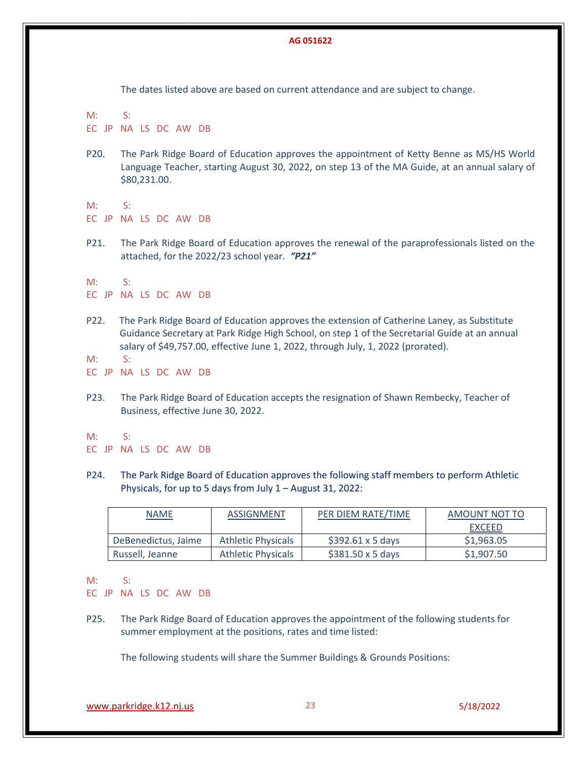The dates listed above are based on current attendance and are subject to change.

M: S:
EC JP NA LS DC AW DB

P20. The Park Ridge Board of Education approves the appointment of Ketty Benne as MS/HS World Language Teacher, starting August 30, 2022, on step 13 of the MA Guide, at an annual salary of $80,231.00.

M: S:
EC JP NA LS DC AW DB

P21. The Park Ridge Board of Education approves the renewal of the paraprofessionals listed on the attached, for the 2022/23 school year. ***"P21"***

M: S:
EC JP NA LS DC AW DB

P22. The Park Ridge Board of Education approves the extension of Catherine Laney, as Substitute Guidance Secretary at Park Ridge High School, on step 1 of the Secretarial Guide at an annual salary of $49,757.00, effective June 1, 2022, through July, 1, 2022 (prorated).

M: S:
EC JP NA LS DC AW DB

P23. The Park Ridge Board of Education accepts the resignation of Shawn Rembecky, Teacher of Business, effective June 30, 2022.

M: S:
EC JP NA LS DC AW DB

P24. The Park Ridge Board of Education approves the following staff members to perform Athletic Physicals, for up to 5 days from July 1 – August 31, 2022:

| NAME | ASSIGNMENT | PER DIEM RATE/TIME | AMOUNT NOT TO EXCEED |
|---|---|---|---|
| DeBenedictus, Jaime | Athletic Physicals | $392.61 x 5 days | $1,963.05 |
| Russell, Jeanne | Athletic Physicals | $381.50 x 5 days | $1,907.50 |

M: S:
EC JP NA LS DC AW DB

P25. The Park Ridge Board of Education approves the appointment of the following students for summer employment at the positions, rates and time listed:

The following students will share the Summer Buildings & Grounds Positions: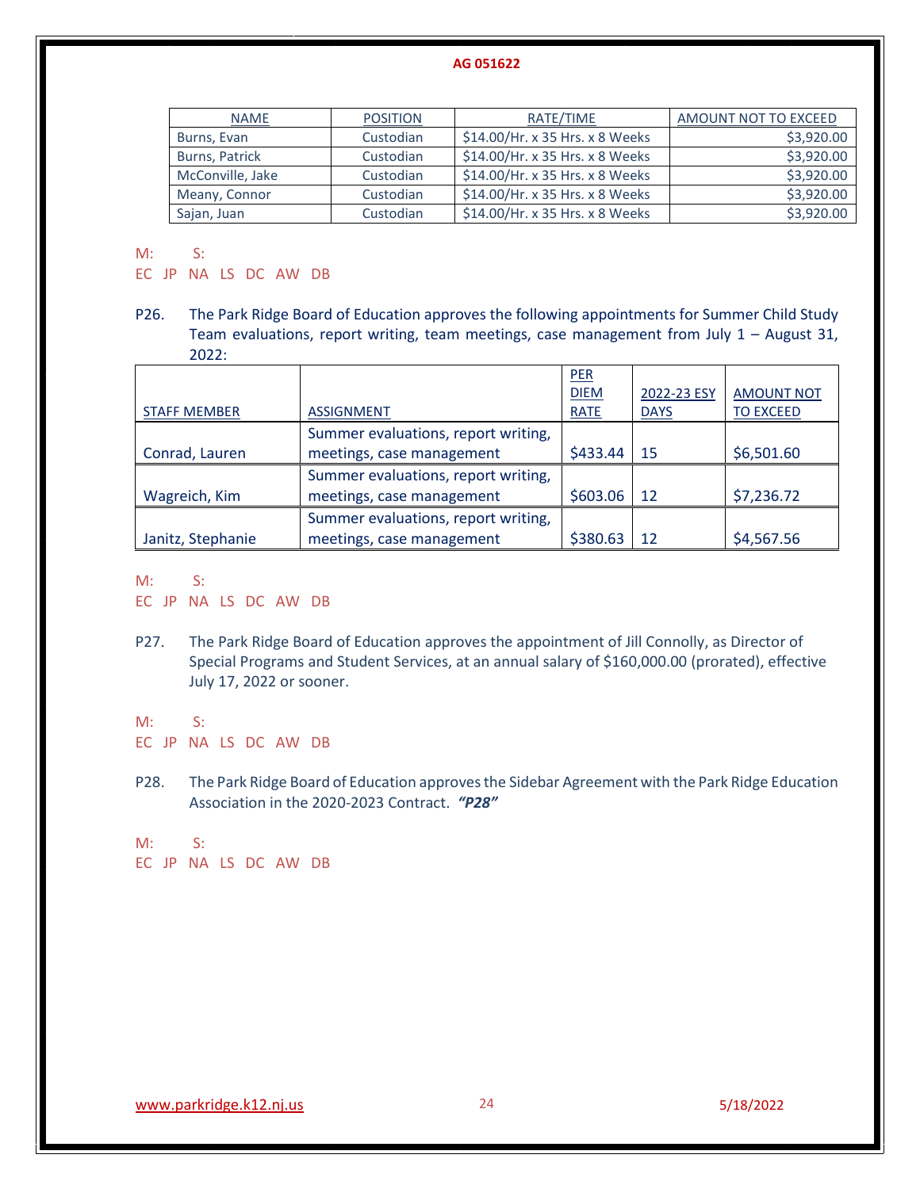| NAME | POSITION | RATE/TIME | AMOUNT NOT TO EXCEED |
|---|---|---|---|
| Burns, Evan | Custodian | $14.00/Hr. x 35 Hrs. x 8 Weeks | $3,920.00 |
| Burns, Patrick | Custodian | $14.00/Hr. x 35 Hrs. x 8 Weeks | $3,920.00 |
| McConville, Jake | Custodian | $14.00/Hr. x 35 Hrs. x 8 Weeks | $3,920.00 |
| Meany, Connor | Custodian | $14.00/Hr. x 35 Hrs. x 8 Weeks | $3,920.00 |
| Sajan, Juan | Custodian | $14.00/Hr. x 35 Hrs. x 8 Weeks | $3,920.00 |

M: S:
EC JP NA LS DC AW DB

P26. The Park Ridge Board of Education approves the following appointments for Summer Child Study Team evaluations, report writing, team meetings, case management from July 1 – August 31, 2022:

| STAFF MEMBER | ASSIGNMENT | PER DIEM RATE | 2022-23 ESY DAYS | AMOUNT NOT TO EXCEED |
|---|---|---|---|---|
| Conrad, Lauren | Summer evaluations, report writing, meetings, case management | $433.44 | 15 | $6,501.60 |
| Wagreich, Kim | Summer evaluations, report writing, meetings, case management | $603.06 | 12 | $7,236.72 |
| Janitz, Stephanie | Summer evaluations, report writing, meetings, case management | $380.63 | 12 | $4,567.56 |

M: S:
EC JP NA LS DC AW DB

P27. The Park Ridge Board of Education approves the appointment of Jill Connolly, as Director of Special Programs and Student Services, at an annual salary of $160,000.00 (prorated), effective July 17, 2022 or sooner.

M: S:
EC JP NA LS DC AW DB

P28. The Park Ridge Board of Education approves the Sidebar Agreement with the Park Ridge Education Association in the 2020-2023 Contract. ***"P28"***

M: S:
EC JP NA LS DC AW DB